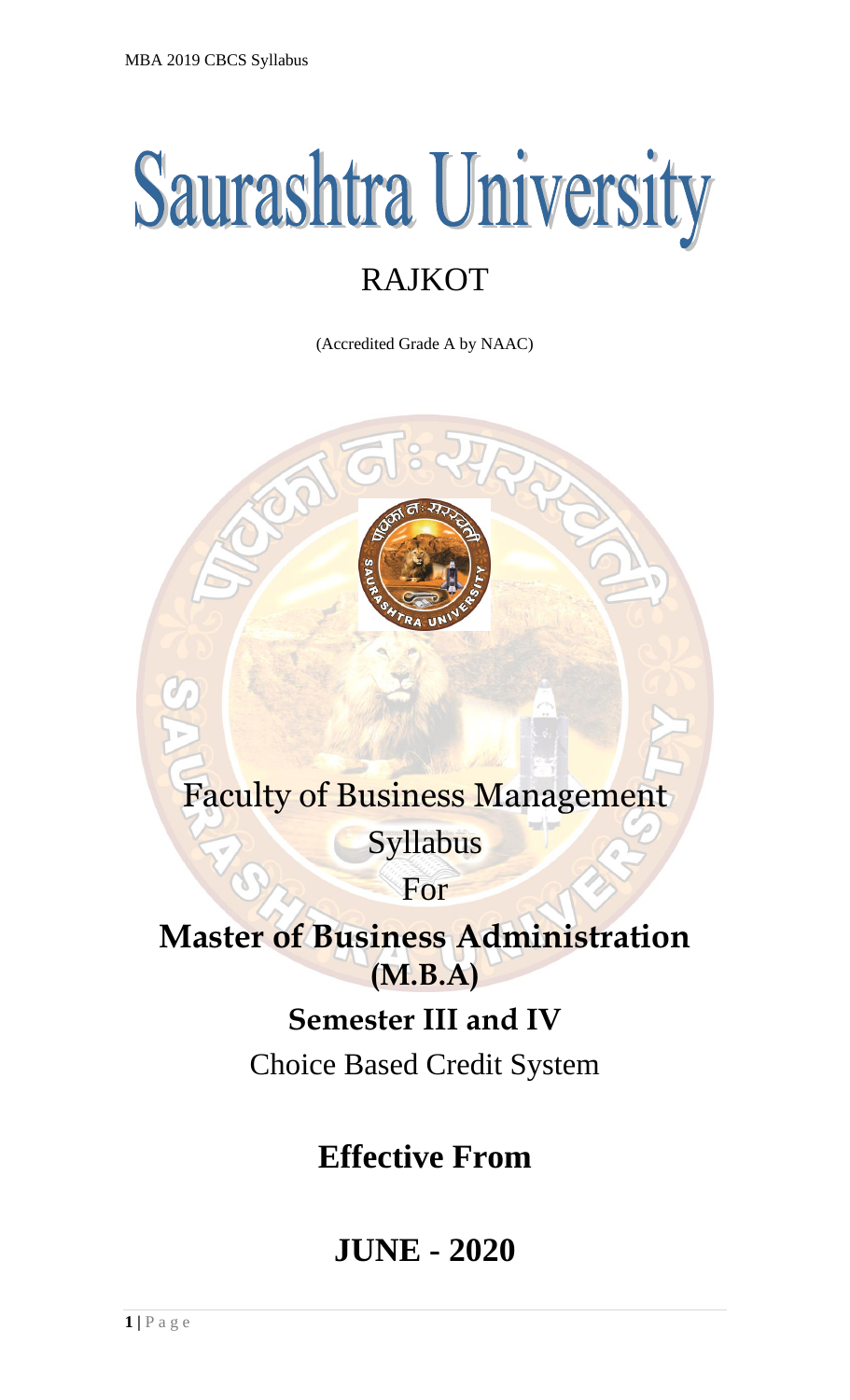# Saurashtra University

## RAJKOT

(Accredited Grade A by NAAC)

Faculty of Business Management

Syllabus

For

**Master of Business Administration (M.B.A)**

**Semester III and IV**

Choice Based Credit System

**Effective From**

**JUNE - 2020**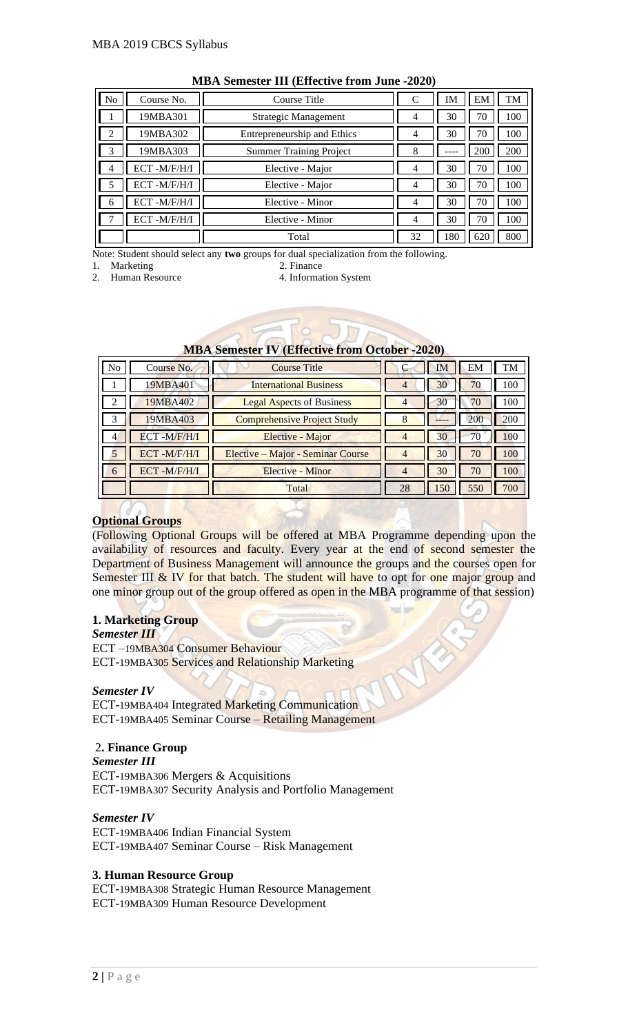**MBA Semester III (Effective from June -2020)**

| No | Course No. | Course Title | C | IM | EM | TM |
|---|---|---|---|---|---|---|
| 1 | 19MBA301 | Strategic Management | 4 | 30 | 70 | 100 |
| 2 | 19MBA302 | Entrepreneurship and Ethics | 4 | 30 | 70 | 100 |
| 3 | 19MBA303 | Summer Training Project | 8 | ---- | 200 | 200 |
| 4 | ECT -M/F/H/I | Elective - Major | 4 | 30 | 70 | 100 |
| 5 | ECT -M/F/H/I | Elective - Major | 4 | 30 | 70 | 100 |
| 6 | ECT -M/F/H/I | Elective - Minor | 4 | 30 | 70 | 100 |
| 7 | ECT -M/F/H/I | Elective - Minor | 4 | 30 | 70 | 100 |
| | | Total | 32 | 180 | 620 | 800 |

Note: Student should select any **two** groups for dual specialization from the following.

1. Marketing
2. Finance
2. Human Resource
4. Information System

**MBA Semester IV (Effective from October -2020)**

| No | Course No. | Course Title | C | IM | EM | TM |
|---|---|---|---|---|---|---|
| 1 | 19MBA401 | International Business | 4 | 30 | 70 | 100 |
| 2 | 19MBA402 | Legal Aspects of Business | 4 | 30 | 70 | 100 |
| 3 | 19MBA403 | Comprehensive Project Study | 8 | ---- | 200 | 200 |
| 4 | ECT -M/F/H/I | Elective - Major | 4 | 30 | 70 | 100 |
| 5 | ECT -M/F/H/I | Elective – Major - Seminar Course | 4 | 30 | 70 | 100 |
| 6 | ECT -M/F/H/I | Elective - Minor | 4 | 30 | 70 | 100 |
| | | Total | 28 | 150 | 550 | 700 |

**Optional Groups**

(Following Optional Groups will be offered at MBA Programme depending upon the availability of resources and faculty. Every year at the end of second semester the Department of Business Management will announce the groups and the courses open for Semester III & IV for that batch. The student will have to opt for one major group and one minor group out of the group offered as open in the MBA programme of that session)

**1. Marketing Group**

***Semester III***

ECT –19MBA304 Consumer Behaviour
ECT-19MBA305 Services and Relationship Marketing

***Semester IV***

ECT-19MBA404 Integrated Marketing Communication
ECT-19MBA405 Seminar Course – Retailing Management

**2. Finance Group**

***Semester III***

ECT-19MBA306 Mergers & Acquisitions
ECT-19MBA307 Security Analysis and Portfolio Management

***Semester IV***

ECT-19MBA406 Indian Financial System
ECT-19MBA407 Seminar Course – Risk Management

**3. Human Resource Group**

ECT-19MBA308 Strategic Human Resource Management
ECT-19MBA309 Human Resource Development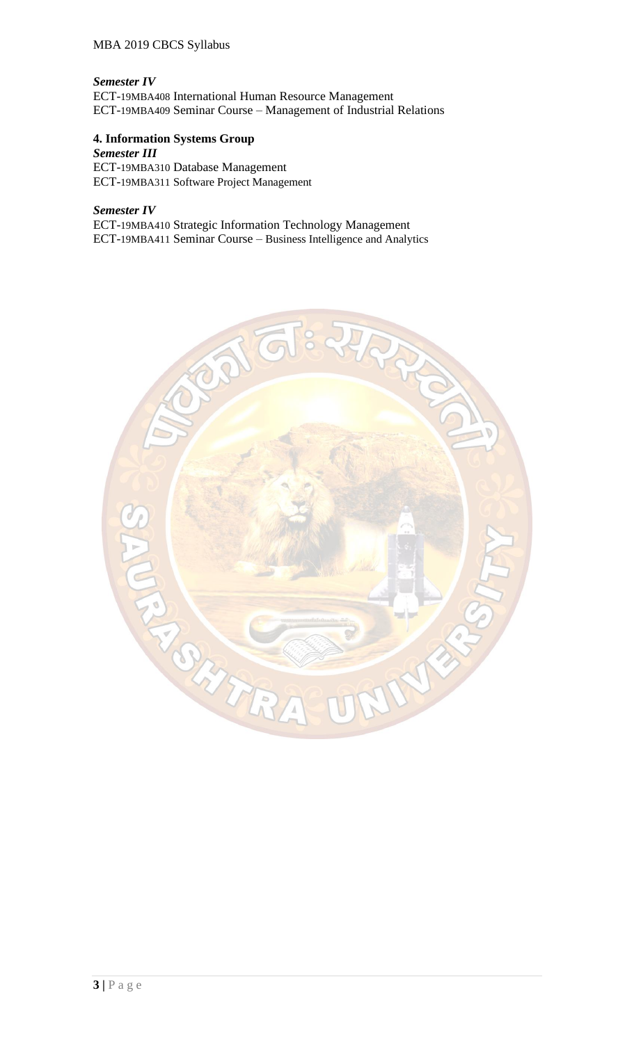***Semester IV***

ECT-19MBA408 International Human Resource Management
ECT-19MBA409 Seminar Course – Management of Industrial Relations

**4. Information Systems Group**

***Semester III***

ECT-19MBA310 Database Management
ECT-19MBA311 Software Project Management

***Semester IV***

ECT-19MBA410 Strategic Information Technology Management
ECT-19MBA411 Seminar Course – Business Intelligence and Analytics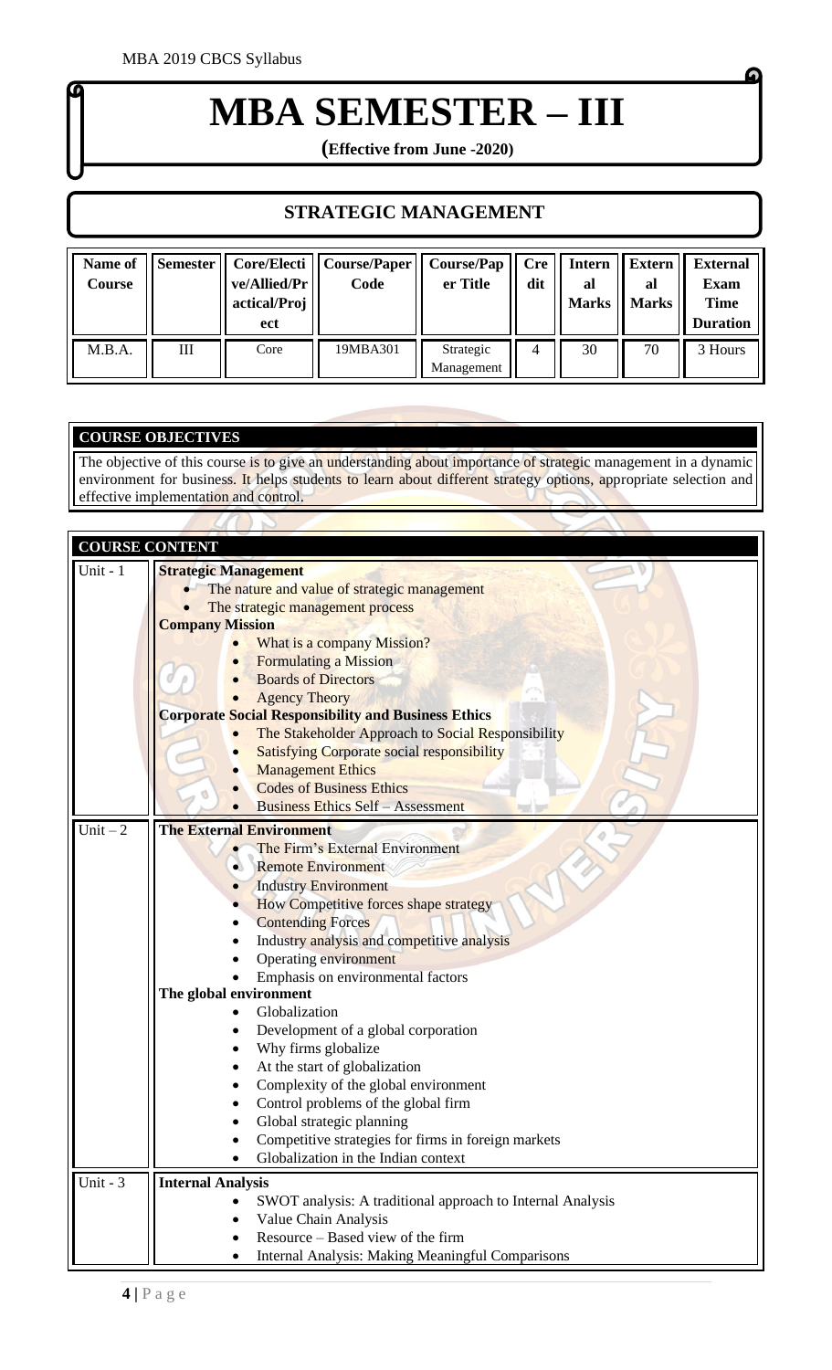# MBA SEMESTER – III

**(Effective from June -2020)**

## STRATEGIC MANAGEMENT

| Name of Course | Semester | Core/Elective/Allied/Practical/Project | Course/Paper Code | Course/Paper Title | Credit | Internal Marks | External Marks | External Exam Time Duration |
|---|---|---|---|---|---|---|---|---|
| M.B.A. | III | Core | 19MBA301 | Strategic Management | 4 | 30 | 70 | 3 Hours |

**COURSE OBJECTIVES**

The objective of this course is to give an understanding about importance of strategic management in a dynamic environment for business. It helps students to learn about different strategy options, appropriate selection and effective implementation and control.

**COURSE CONTENT**

| | |
|---|---|
| Unit - 1 | **Strategic Management**<br>• The nature and value of strategic management<br>• The strategic management process<br>**Company Mission**<br>• What is a company Mission?<br>• Formulating a Mission<br>• Boards of Directors<br>• Agency Theory<br>**Corporate Social Responsibility and Business Ethics**<br>• The Stakeholder Approach to Social Responsibility<br>• Satisfying Corporate social responsibility<br>• Management Ethics<br>• Codes of Business Ethics<br>• Business Ethics Self – Assessment |
| Unit – 2 | **The External Environment**<br>• The Firm's External Environment<br>• Remote Environment<br>• Industry Environment<br>• How Competitive forces shape strategy<br>• Contending Forces<br>• Industry analysis and competitive analysis<br>• Operating environment<br>• Emphasis on environmental factors<br>**The global environment**<br>• Globalization<br>• Development of a global corporation<br>• Why firms globalize<br>• At the start of globalization<br>• Complexity of the global environment<br>• Control problems of the global firm<br>• Global strategic planning<br>• Competitive strategies for firms in foreign markets<br>• Globalization in the Indian context |
| Unit - 3 | **Internal Analysis**<br>• SWOT analysis: A traditional approach to Internal Analysis<br>• Value Chain Analysis<br>• Resource – Based view of the firm<br>• Internal Analysis: Making Meaningful Comparisons |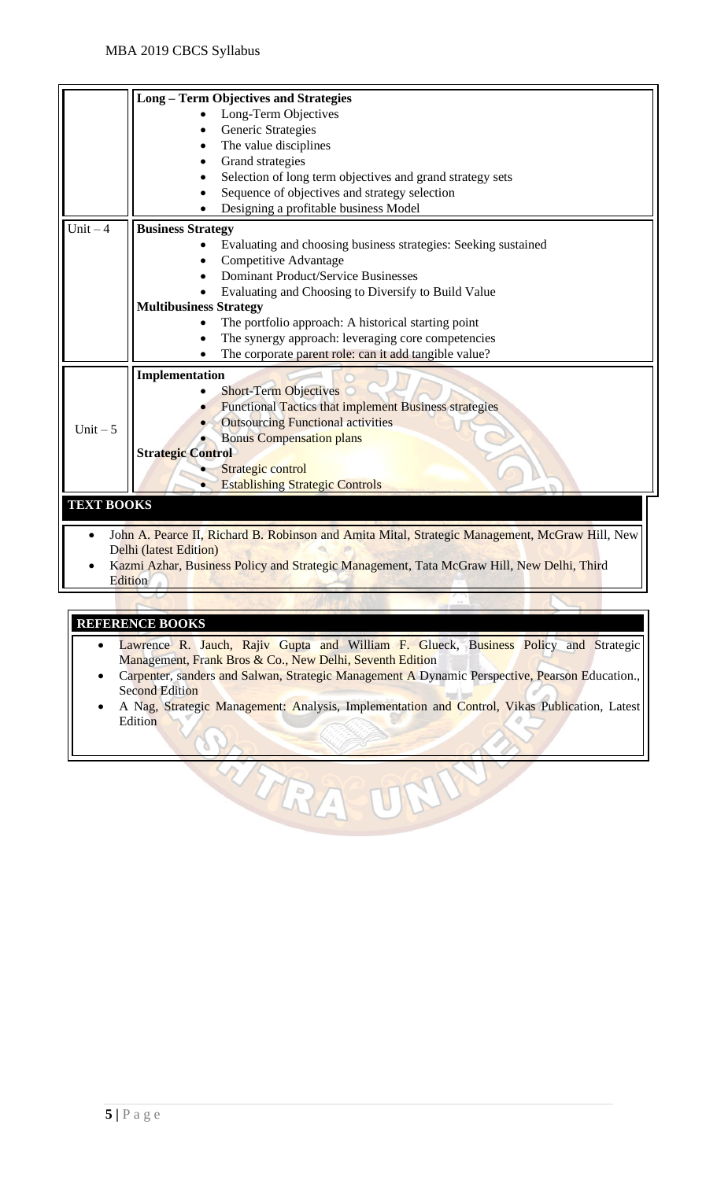| | |
|---|---|
| | **Long – Term Objectives and Strategies**<br>• Long-Term Objectives<br>• Generic Strategies<br>• The value disciplines<br>• Grand strategies<br>• Selection of long term objectives and grand strategy sets<br>• Sequence of objectives and strategy selection<br>• Designing a profitable business Model |
| Unit – 4 | **Business Strategy**<br>• Evaluating and choosing business strategies: Seeking sustained<br>• Competitive Advantage<br>• Dominant Product/Service Businesses<br>• Evaluating and Choosing to Diversify to Build Value<br>**Multibusiness Strategy**<br>• The portfolio approach: A historical starting point<br>• The synergy approach: leveraging core competencies<br>• The corporate parent role: can it add tangible value? |
| Unit – 5 | **Implementation**<br>• Short-Term Objectives<br>• Functional Tactics that implement Business strategies<br>• Outsourcing Functional activities<br>• Bonus Compensation plans<br>**Strategic Control**<br>• Strategic control<br>• Establishing Strategic Controls |

**TEXT BOOKS**

- John A. Pearce II, Richard B. Robinson and Amita Mital, Strategic Management, McGraw Hill, New Delhi (latest Edition)
- Kazmi Azhar, Business Policy and Strategic Management, Tata McGraw Hill, New Delhi, Third Edition

**REFERENCE BOOKS**

- Lawrence R. Jauch, Rajiv Gupta and William F. Glueck, Business Policy and Strategic Management, Frank Bros & Co., New Delhi, Seventh Edition
- Carpenter, sanders and Salwan, Strategic Management A Dynamic Perspective, Pearson Education., Second Edition
- A Nag, Strategic Management: Analysis, Implementation and Control, Vikas Publication, Latest Edition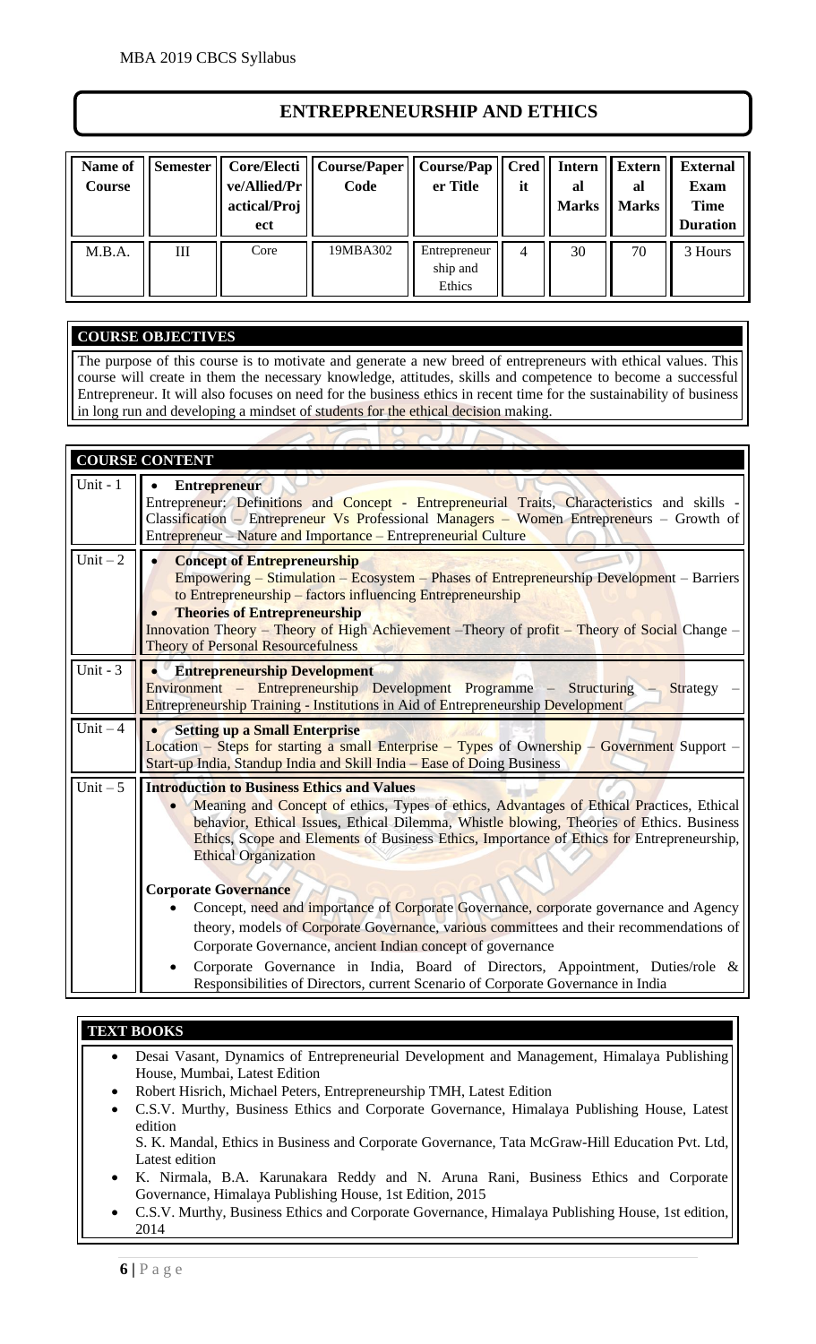# ENTREPRENEURSHIP AND ETHICS

| Name of Course | Semester | Core/Elective/Allied/Practical/Project | Course/Paper Code | Course/Paper Title | Credit | Internal Marks | External Marks | External Exam Time Duration |
|---|---|---|---|---|---|---|---|---|
| M.B.A. | III | Core | 19MBA302 | Entrepreneurship and Ethics | 4 | 30 | 70 | 3 Hours |

## COURSE OBJECTIVES

The purpose of this course is to motivate and generate a new breed of entrepreneurs with ethical values. This course will create in them the necessary knowledge, attitudes, skills and competence to become a successful Entrepreneur. It will also focuses on need for the business ethics in recent time for the sustainability of business in long run and developing a mindset of students for the ethical decision making.

## COURSE CONTENT

| | |
|---|---|
| Unit - 1 | • **Entrepreneur**<br>Entrepreneur: Definitions and Concept - Entrepreneurial Traits, Characteristics and skills - Classification – Entrepreneur Vs Professional Managers – Women Entrepreneurs – Growth of Entrepreneur – Nature and Importance – Entrepreneurial Culture |
| Unit – 2 | • **Concept of Entrepreneurship**<br>Empowering – Stimulation – Ecosystem – Phases of Entrepreneurship Development – Barriers to Entrepreneurship – factors influencing Entrepreneurship<br>• **Theories of Entrepreneurship**<br>Innovation Theory – Theory of High Achievement –Theory of profit – Theory of Social Change – Theory of Personal Resourcefulness |
| Unit - 3 | • **Entrepreneurship Development**<br>Environment – Entrepreneurship Development Programme – Structuring – Strategy – Entrepreneurship Training - Institutions in Aid of Entrepreneurship Development |
| Unit – 4 | • **Setting up a Small Enterprise**<br>Location – Steps for starting a small Enterprise – Types of Ownership – Government Support – Start-up India, Standup India and Skill India – Ease of Doing Business |
| Unit – 5 | **Introduction to Business Ethics and Values**<br>• Meaning and Concept of ethics, Types of ethics, Advantages of Ethical Practices, Ethical behavior, Ethical Issues, Ethical Dilemma, Whistle blowing, Theories of Ethics. Business Ethics, Scope and Elements of Business Ethics, Importance of Ethics for Entrepreneurship, Ethical Organization<br><br>**Corporate Governance**<br>• Concept, need and importance of Corporate Governance, corporate governance and Agency theory, models of Corporate Governance, various committees and their recommendations of Corporate Governance, ancient Indian concept of governance<br>• Corporate Governance in India, Board of Directors, Appointment, Duties/role & Responsibilities of Directors, current Scenario of Corporate Governance in India |

## TEXT BOOKS

- Desai Vasant, Dynamics of Entrepreneurial Development and Management, Himalaya Publishing House, Mumbai, Latest Edition
- Robert Hisrich, Michael Peters, Entrepreneurship TMH, Latest Edition
- C.S.V. Murthy, Business Ethics and Corporate Governance, Himalaya Publishing House, Latest edition
  S. K. Mandal, Ethics in Business and Corporate Governance, Tata McGraw-Hill Education Pvt. Ltd, Latest edition
- K. Nirmala, B.A. Karunakara Reddy and N. Aruna Rani, Business Ethics and Corporate Governance, Himalaya Publishing House, 1st Edition, 2015
- C.S.V. Murthy, Business Ethics and Corporate Governance, Himalaya Publishing House, 1st edition, 2014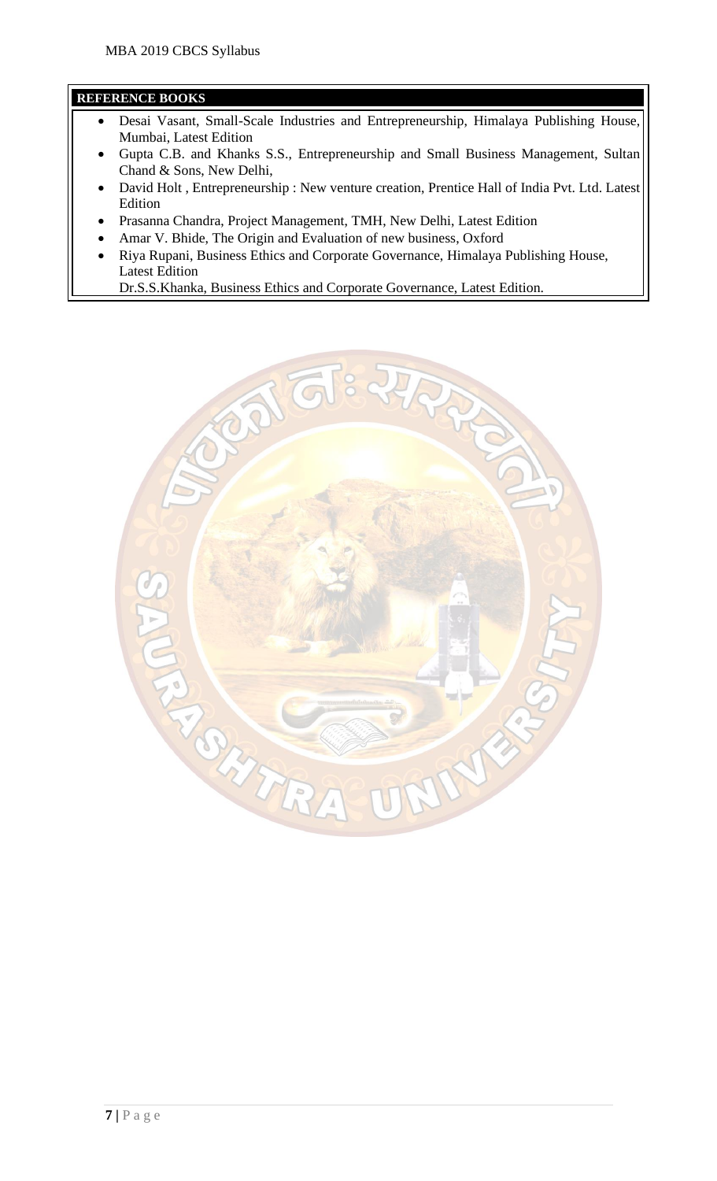**REFERENCE BOOKS**

- Desai Vasant, Small-Scale Industries and Entrepreneurship, Himalaya Publishing House, Mumbai, Latest Edition
- Gupta C.B. and Khanks S.S., Entrepreneurship and Small Business Management, Sultan Chand & Sons, New Delhi,
- David Holt , Entrepreneurship : New venture creation, Prentice Hall of India Pvt. Ltd. Latest Edition
- Prasanna Chandra, Project Management, TMH, New Delhi, Latest Edition
- Amar V. Bhide, The Origin and Evaluation of new business, Oxford
- Riya Rupani, Business Ethics and Corporate Governance, Himalaya Publishing House, Latest Edition
  Dr.S.S.Khanka, Business Ethics and Corporate Governance, Latest Edition.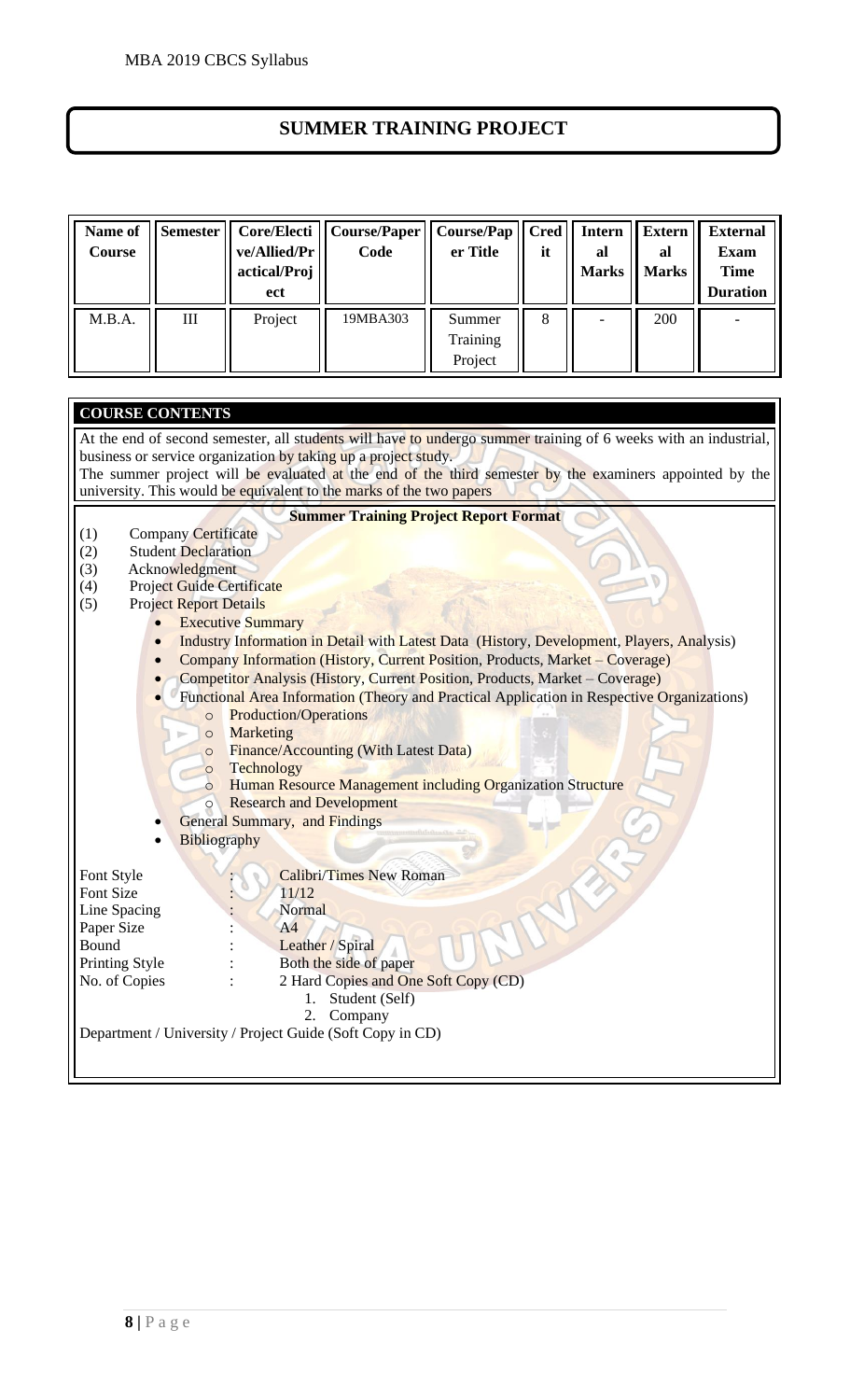# SUMMER TRAINING PROJECT

| Name of Course | Semester | Core/Elective/Allied/Practical/Project | Course/Paper Code | Course/Paper Title | Credit | Internal Marks | External Marks | External Exam Time Duration |
|---|---|---|---|---|---|---|---|---|
| M.B.A. | III | Project | 19MBA303 | Summer Training Project | 8 | - | 200 | - |

**COURSE CONTENTS**

At the end of second semester, all students will have to undergo summer training of 6 weeks with an industrial, business or service organization by taking up a project study.

The summer project will be evaluated at the end of the third semester by the examiners appointed by the university. This would be equivalent to the marks of the two papers

**Summer Training Project Report Format**

(1) Company Certificate
(2) Student Declaration
(3) Acknowledgment
(4) Project Guide Certificate
(5) Project Report Details
   - Executive Summary
   - Industry Information in Detail with Latest Data (History, Development, Players, Analysis)
   - Company Information (History, Current Position, Products, Market – Coverage)
   - Competitor Analysis (History, Current Position, Products, Market – Coverage)
   - Functional Area Information (Theory and Practical Application in Respective Organizations)
     - Production/Operations
     - Marketing
     - Finance/Accounting (With Latest Data)
     - Technology
     - Human Resource Management including Organization Structure
     - Research and Development
   - General Summary, and Findings
   - Bibliography

Font Style : Calibri/Times New Roman
Font Size : 11/12
Line Spacing : Normal
Paper Size : A4
Bound : Leather / Spiral
Printing Style : Both the side of paper
No. of Copies : 2 Hard Copies and One Soft Copy (CD)
1. Student (Self)
2. Company

Department / University / Project Guide (Soft Copy in CD)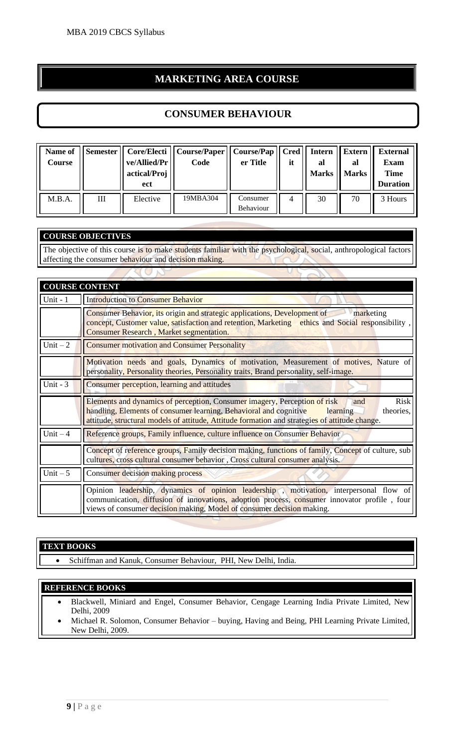# MARKETING AREA COURSE

## CONSUMER BEHAVIOUR

| Name of Course | Semester | Core/Elective/Allied/Practical/Project | Course/Paper Code | Course/Paper Title | Credit | Internal Marks | External Marks | External Exam Time Duration |
|---|---|---|---|---|---|---|---|---|
| M.B.A. | III | Elective | 19MBA304 | Consumer Behaviour | 4 | 30 | 70 | 3 Hours |

### COURSE OBJECTIVES

The objective of this course is to make students familiar with the psychological, social, anthropological factors affecting the consumer behaviour and decision making.

### COURSE CONTENT

| | |
|---|---|
| Unit - 1 | Introduction to Consumer Behavior |
| | Consumer Behavior, its origin and strategic applications, Development of marketing concept, Customer value, satisfaction and retention, Marketing ethics and Social responsibility , Consumer Research , Market segmentation. |
| Unit – 2 | Consumer motivation and Consumer Personality |
| | Motivation needs and goals, Dynamics of motivation, Measurement of motives, Nature of personality, Personality theories, Personality traits, Brand personality, self-image. |
| Unit - 3 | Consumer perception, learning and attitudes |
| | Elements and dynamics of perception, Consumer imagery, Perception of risk and Risk handling, Elements of consumer learning, Behavioral and cognitive learning theories, attitude, structural models of attitude, Attitude formation and strategies of attitude change. |
| Unit – 4 | Reference groups, Family influence, culture influence on Consumer Behavior |
| | Concept of reference groups, Family decision making, functions of family, Concept of culture, sub cultures, cross cultural consumer behavior , Cross cultural consumer analysis. |
| Unit – 5 | Consumer decision making process |
| | Opinion leadership, dynamics of opinion leadership , motivation, interpersonal flow of communication, diffusion of innovations, adoption process, consumer innovator profile , four views of consumer decision making, Model of consumer decision making. |

### TEXT BOOKS

- Schiffman and Kanuk, Consumer Behaviour, PHI, New Delhi, India.

### REFERENCE BOOKS

- Blackwell, Miniard and Engel, Consumer Behavior, Cengage Learning India Private Limited, New Delhi, 2009
- Michael R. Solomon, Consumer Behavior – buying, Having and Being, PHI Learning Private Limited, New Delhi, 2009.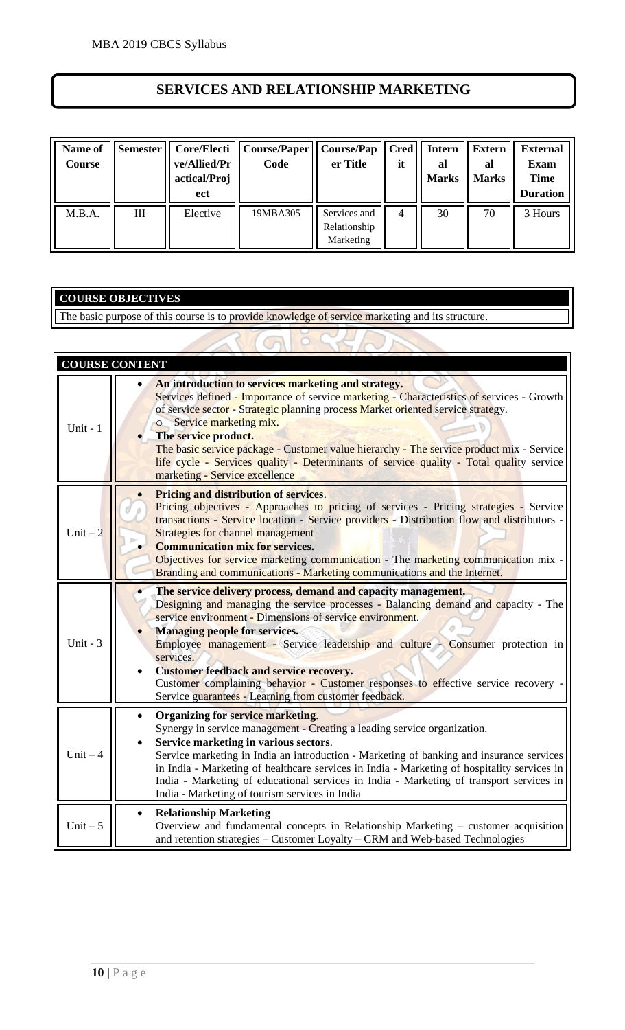# SERVICES AND RELATIONSHIP MARKETING

| Name of Course | Semester | Core/Elective/Allied/Practical/Project | Course/Paper Code | Course/Paper Title | Credit | Internal Marks | External Marks | External Exam Time Duration |
|---|---|---|---|---|---|---|---|---|
| M.B.A. | III | Elective | 19MBA305 | Services and Relationship Marketing | 4 | 30 | 70 | 3 Hours |

| COURSE OBJECTIVES |
|---|
| The basic purpose of this course is to provide knowledge of service marketing and its structure. |

| COURSE CONTENT | |
|---|---|
| Unit - 1 | • **An introduction to services marketing and strategy.** Services defined - Importance of service marketing - Characteristics of services - Growth of service sector - Strategic planning process Market oriented service strategy. ○ Service marketing mix. • **The service product.** The basic service package - Customer value hierarchy - The service product mix - Service life cycle - Services quality - Determinants of service quality - Total quality service marketing - Service excellence |
| Unit – 2 | • **Pricing and distribution of services**. Pricing objectives - Approaches to pricing of services - Pricing strategies - Service transactions - Service location - Service providers - Distribution flow and distributors - Strategies for channel management • **Communication mix for services.** Objectives for service marketing communication - The marketing communication mix - Branding and communications - Marketing communications and the Internet. |
| Unit - 3 | • **The service delivery process, demand and capacity management.** Designing and managing the service processes - Balancing demand and capacity - The service environment - Dimensions of service environment. • **Managing people for services.** Employee management - Service leadership and culture - Consumer protection in services. • **Customer feedback and service recovery.** Customer complaining behavior - Customer responses to effective service recovery - Service guarantees - Learning from customer feedback. |
| Unit – 4 | • **Organizing for service marketing**. Synergy in service management - Creating a leading service organization. • **Service marketing in various sectors**. Service marketing in India an introduction - Marketing of banking and insurance services in India - Marketing of healthcare services in India - Marketing of hospitality services in India - Marketing of educational services in India - Marketing of transport services in India - Marketing of tourism services in India |
| Unit – 5 | • **Relationship Marketing** Overview and fundamental concepts in Relationship Marketing – customer acquisition and retention strategies – Customer Loyalty – CRM and Web-based Technologies |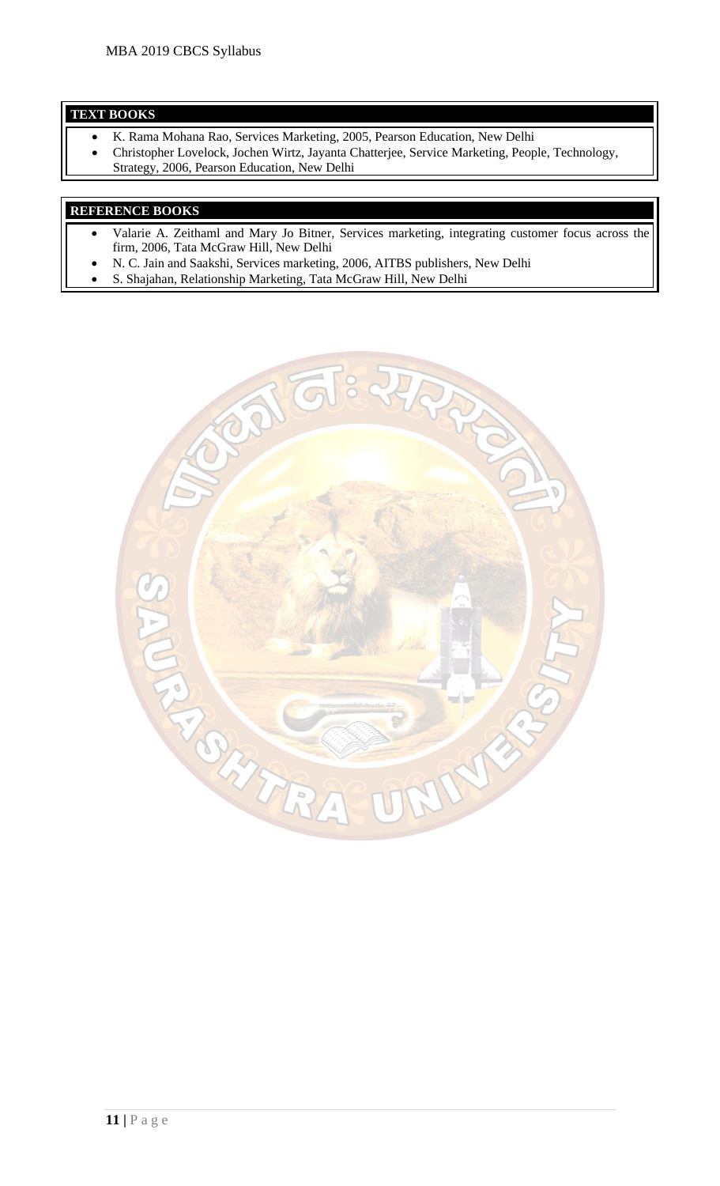## TEXT BOOKS

- K. Rama Mohana Rao, Services Marketing, 2005, Pearson Education, New Delhi
- Christopher Lovelock, Jochen Wirtz, Jayanta Chatterjee, Service Marketing, People, Technology, Strategy, 2006, Pearson Education, New Delhi

## REFERENCE BOOKS

- Valarie A. Zeithaml and Mary Jo Bitner, Services marketing, integrating customer focus across the firm, 2006, Tata McGraw Hill, New Delhi
- N. C. Jain and Saakshi, Services marketing, 2006, AITBS publishers, New Delhi
- S. Shajahan, Relationship Marketing, Tata McGraw Hill, New Delhi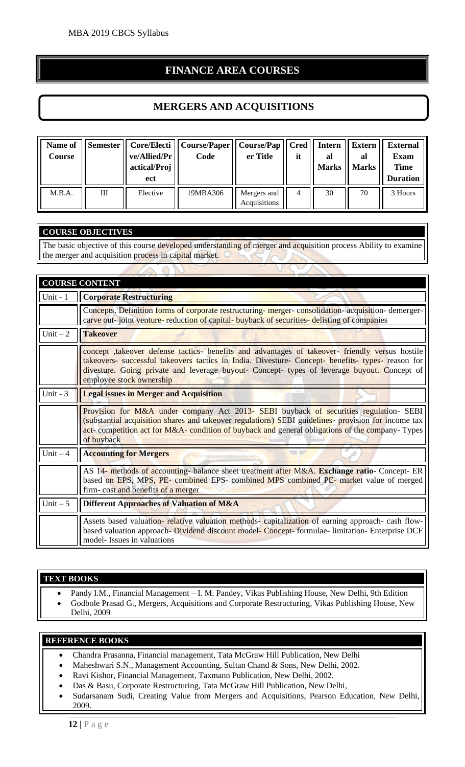# FINANCE AREA COURSES

## MERGERS AND ACQUISITIONS

| Name of Course | Semester | Core/Elective/Allied/Practical/Project | Course/Paper Code | Course/Paper Title | Credit | Internal Marks | External Marks | External Exam Time Duration |
|---|---|---|---|---|---|---|---|---|
| M.B.A. | III | Elective | 19MBA306 | Mergers and Acquisitions | 4 | 30 | 70 | 3 Hours |

### COURSE OBJECTIVES

The basic objective of this course developed understanding of merger and acquisition process Ability to examine the merger and acquisition process in capital market.

### COURSE CONTENT

| Unit | Content |
|---|---|
| Unit - 1 | **Corporate Restructuring** |
| | Concepts, Definition forms of corporate restructuring- merger- consolidation- acquisition- demerger- carve out- joint venture- reduction of capital- buyback of securities- delisting of companies |
| Unit – 2 | **Takeover** |
| | concept ,takeover defense tactics- benefits and advantages of takeover- friendly versus hostile takeovers- successful takeovers tactics in India. Divesture- Concept- benefits- types- reason for divesture. Going private and leverage buyout- Concept- types of leverage buyout. Concept of employee stock ownership |
| Unit - 3 | **Legal issues in Merger and Acquisition** |
| | Provision for M&A under company Act 2013- SEBI buyback of securities regulation- SEBI (substantial acquisition shares and takeover regulations) SEBI guidelines- provision for income tax act- competition act for M&A- condition of buyback and general obligations of the company- Types of buyback |
| Unit – 4 | **Accounting for Mergers** |
| | AS 14- methods of accounting- balance sheet treatment after M&A. **Exchange ratio-** Concept- ER based on EPS, MPS, PE- combined EPS- combined MPS combined PE- market value of merged firm- cost and benefits of a merger |
| Unit – 5 | **Different Approaches of Valuation of M&A** |
| | Assets based valuation- relative valuation methods- capitalization of earning approach- cash flow-based valuation approach- Dividend discount model- Concept- formulae- limitation- Enterprise DCF model- Issues in valuations |

### TEXT BOOKS

- Pandy I.M., Financial Management – I. M. Pandey, Vikas Publishing House, New Delhi, 9th Edition
- Godbole Prasad G., Mergers, Acquisitions and Corporate Restructuring, Vikas Publishing House, New Delhi, 2009

### REFERENCE BOOKS

- Chandra Prasanna, Financial management, Tata McGraw Hill Publication, New Delhi
- Maheshwari S.N., Management Accounting, Sultan Chand & Sons, New Delhi, 2002.
- Ravi Kishor, Financial Management, Taxmann Publication, New Delhi, 2002.
- Das & Basu, Corporate Restructuring, Tata McGraw Hill Publication, New Delhi,
- Sudarsanam Sudi, Creating Value from Mergers and Acquisitions, Pearson Education, New Delhi, 2009.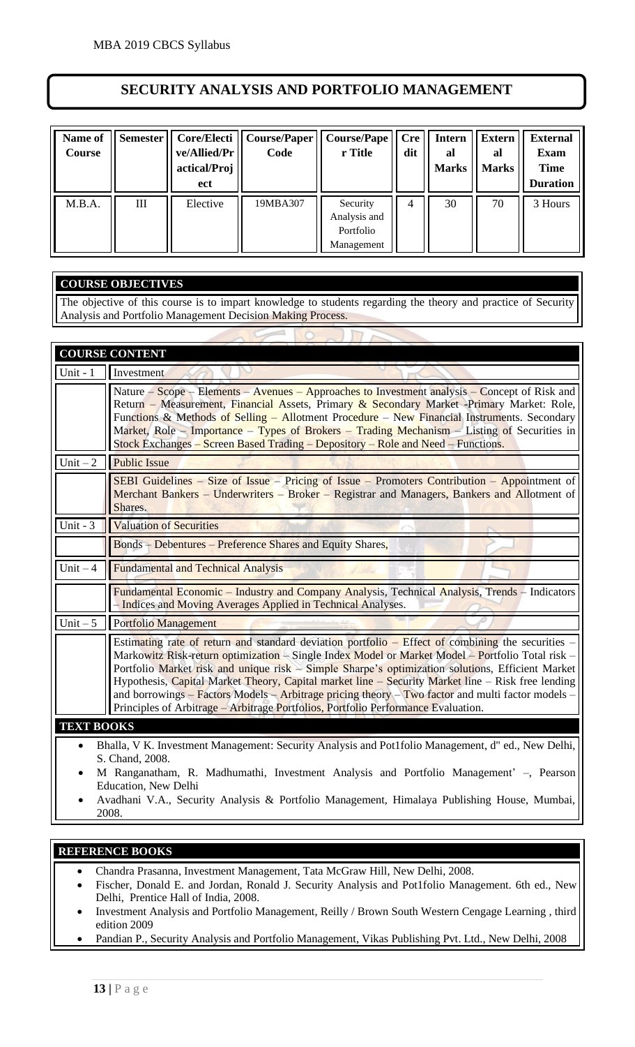# SECURITY ANALYSIS AND PORTFOLIO MANAGEMENT

| Name of Course | Semester | Core/Elective/Allied/Practical/Project | Course/Paper Code | Course/Paper Title | Credit | Internal Marks | External Marks | External Exam Time Duration |
|---|---|---|---|---|---|---|---|---|
| M.B.A. | III | Elective | 19MBA307 | Security Analysis and Portfolio Management | 4 | 30 | 70 | 3 Hours |

## COURSE OBJECTIVES

The objective of this course is to impart knowledge to students regarding the theory and practice of Security Analysis and Portfolio Management Decision Making Process.

## COURSE CONTENT

| Unit | Content |
|---|---|
| Unit - 1 | Investment |
| | Nature – Scope – Elements – Avenues – Approaches to Investment analysis – Concept of Risk and Return – Measurement, Financial Assets, Primary & Secondary Market -Primary Market: Role, Functions & Methods of Selling – Allotment Procedure – New Financial Instruments. Secondary Market, Role – Importance – Types of Brokers – Trading Mechanism – Listing of Securities in Stock Exchanges – Screen Based Trading – Depository – Role and Need – Functions. |
| Unit – 2 | Public Issue |
| | SEBI Guidelines – Size of Issue – Pricing of Issue – Promoters Contribution – Appointment of Merchant Bankers – Underwriters – Broker – Registrar and Managers, Bankers and Allotment of Shares. |
| Unit - 3 | Valuation of Securities |
| | Bonds – Debentures – Preference Shares and Equity Shares, |
| Unit – 4 | Fundamental and Technical Analysis |
| | Fundamental Economic – Industry and Company Analysis, Technical Analysis, Trends – Indicators – Indices and Moving Averages Applied in Technical Analyses. |
| Unit – 5 | Portfolio Management |
| | Estimating rate of return and standard deviation portfolio – Effect of combining the securities – Markowitz Risk-return optimization – Single Index Model or Market Model – Portfolio Total risk – Portfolio Market risk and unique risk – Simple Sharpe's optimization solutions, Efficient Market Hypothesis, Capital Market Theory, Capital market line – Security Market line – Risk free lending and borrowings – Factors Models – Arbitrage pricing theory – Two factor and multi factor models – Principles of Arbitrage – Arbitrage Portfolios, Portfolio Performance Evaluation. |

## TEXT BOOKS

- Bhalla, V K. Investment Management: Security Analysis and Pot1folio Management, d" ed., New Delhi, S. Chand, 2008.
- M Ranganatham, R. Madhumathi, Investment Analysis and Portfolio Management' –, Pearson Education, New Delhi
- Avadhani V.A., Security Analysis & Portfolio Management, Himalaya Publishing House, Mumbai, 2008.

## REFERENCE BOOKS

- Chandra Prasanna, Investment Management, Tata McGraw Hill, New Delhi, 2008.
- Fischer, Donald E. and Jordan, Ronald J. Security Analysis and Pot1folio Management. 6th ed., New Delhi, Prentice Hall of India, 2008.
- Investment Analysis and Portfolio Management, Reilly / Brown South Western Cengage Learning , third edition 2009
- Pandian P., Security Analysis and Portfolio Management, Vikas Publishing Pvt. Ltd., New Delhi, 2008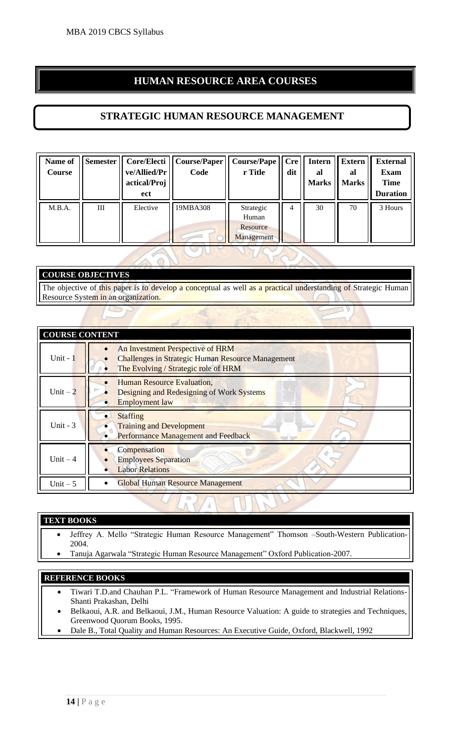# HUMAN RESOURCE AREA COURSES

## STRATEGIC HUMAN RESOURCE MANAGEMENT

| Name of Course | Semester | Core/Elective/Allied/Practical/Project | Course/Paper Code | Course/Paper Title | Credit | Internal Marks | External Marks | External Exam Time Duration |
|---|---|---|---|---|---|---|---|---|
| M.B.A. | III | Elective | 19MBA308 | Strategic Human Resource Management | 4 | 30 | 70 | 3 Hours |

### COURSE OBJECTIVES

The objective of this paper is to develop a conceptual as well as a practical understanding of Strategic Human Resource System in an organization.

### COURSE CONTENT

| Unit | Content |
|---|---|
| Unit - 1 | • An Investment Perspective of HRM<br>• Challenges in Strategic Human Resource Management<br>• The Evolving / Strategic role of HRM |
| Unit – 2 | • Human Resource Evaluation,<br>• Designing and Redesigning of Work Systems<br>• Employment law |
| Unit - 3 | • Staffing<br>• Training and Development<br>• Performance Management and Feedback |
| Unit – 4 | • Compensation<br>• Employees Separation<br>• Labor Relations |
| Unit – 5 | • Global Human Resource Management |

### TEXT BOOKS

- Jeffrey A. Mello "Strategic Human Resource Management" Thomson –South-Western Publication-2004.
- Tanuja Agarwala "Strategic Human Resource Management" Oxford Publication-2007.

### REFERENCE BOOKS

- Tiwari T.D.and Chauhan P.L. "Framework of Human Resource Management and Industrial Relations-Shanti Prakashan, Delhi
- Belkaoui, A.R. and Belkaoui, J.M., Human Resource Valuation: A guide to strategies and Techniques, Greenwood Quorum Books, 1995.
- Dale B., Total Quality and Human Resources: An Executive Guide, Oxford, Blackwell, 1992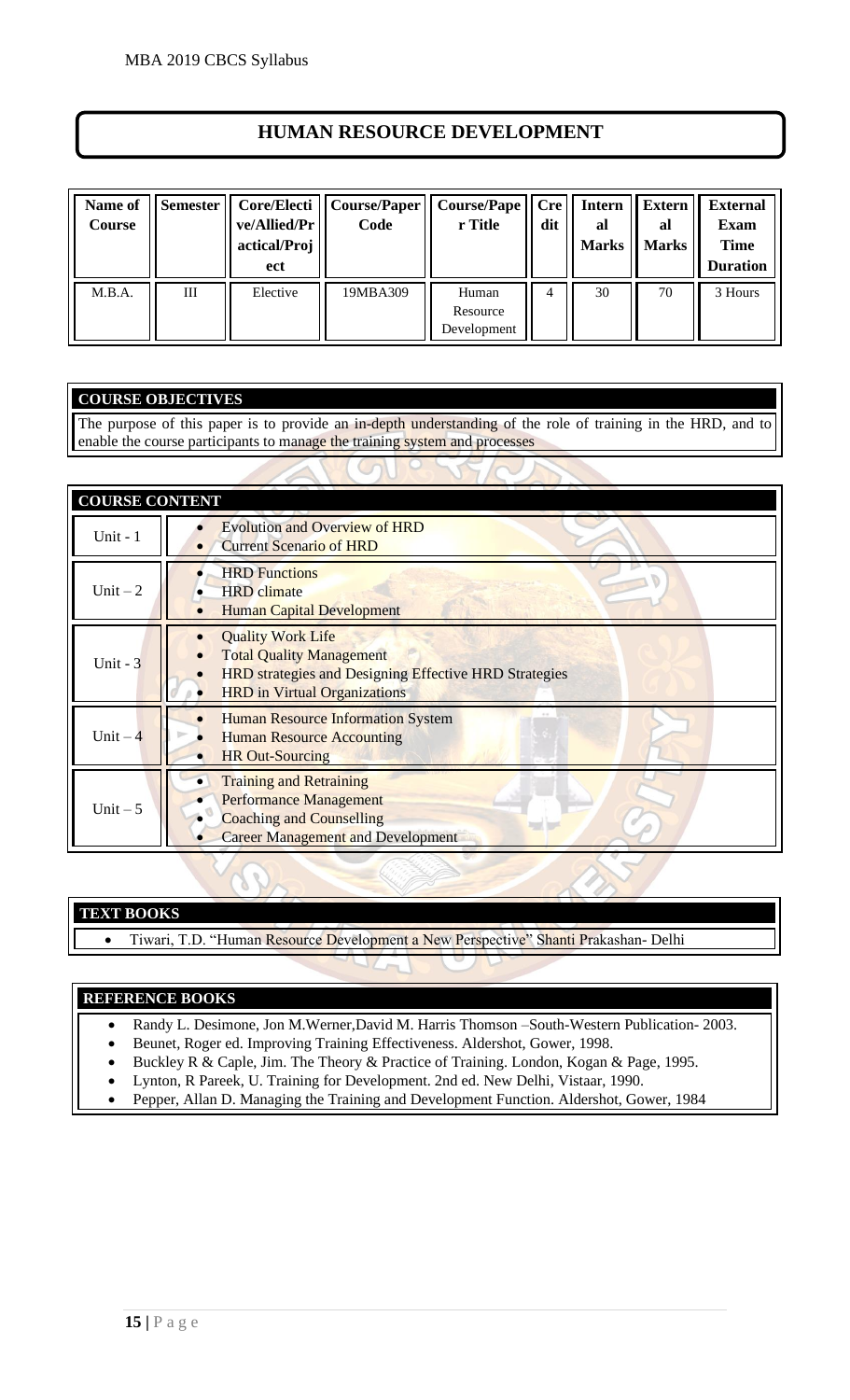# HUMAN RESOURCE DEVELOPMENT

| Name of Course | Semester | Core/Elective/Allied/Practical/Project | Course/Paper Code | Course/Paper Title | Credit | Internal Marks | External Marks | External Exam Time Duration |
|---|---|---|---|---|---|---|---|---|
| M.B.A. | III | Elective | 19MBA309 | Human Resource Development | 4 | 30 | 70 | 3 Hours |

## COURSE OBJECTIVES

The purpose of this paper is to provide an in-depth understanding of the role of training in the HRD, and to enable the course participants to manage the training system and processes

## COURSE CONTENT

| | |
|---|---|
| Unit - 1 | • Evolution and Overview of HRD<br>• Current Scenario of HRD |
| Unit – 2 | • HRD Functions<br>• HRD climate<br>• Human Capital Development |
| Unit - 3 | • Quality Work Life<br>• Total Quality Management<br>• HRD strategies and Designing Effective HRD Strategies<br>• HRD in Virtual Organizations |
| Unit – 4 | • Human Resource Information System<br>• Human Resource Accounting<br>• HR Out-Sourcing |
| Unit – 5 | • Training and Retraining<br>• Performance Management<br>• Coaching and Counselling<br>• Career Management and Development |

## TEXT BOOKS

- Tiwari, T.D. "Human Resource Development a New Perspective" Shanti Prakashan- Delhi

## REFERENCE BOOKS

- Randy L. Desimone, Jon M.Werner,David M. Harris Thomson –South-Western Publication- 2003.
- Beunet, Roger ed. Improving Training Effectiveness. Aldershot, Gower, 1998.
- Buckley R & Caple, Jim. The Theory & Practice of Training. London, Kogan & Page, 1995.
- Lynton, R Pareek, U. Training for Development. 2nd ed. New Delhi, Vistaar, 1990.
- Pepper, Allan D. Managing the Training and Development Function. Aldershot, Gower, 1984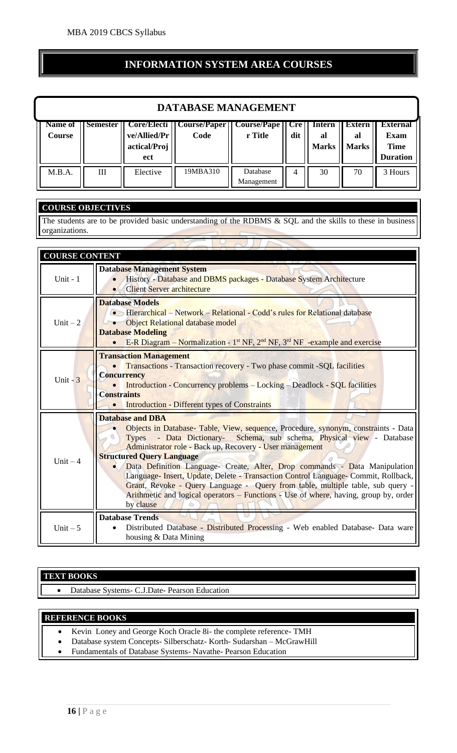## INFORMATION SYSTEM AREA COURSES

### DATABASE MANAGEMENT

| Name of Course | Semester | Core/Elective/Allied/Practical/Project | Course/Paper Code | Course/Paper Title | Credit | Internal Marks | External Marks | External Exam Time Duration |
|---|---|---|---|---|---|---|---|---|
| M.B.A. | III | Elective | 19MBA310 | Database Management | 4 | 30 | 70 | 3 Hours |

### COURSE OBJECTIVES

The students are to be provided basic understanding of the RDBMS & SQL and the skills to these in business organizations.

### COURSE CONTENT

| Unit | Content |
|---|---|
| Unit - 1 | **Database Management System**<br>• History - Database and DBMS packages - Database System Architecture<br>• Client Server architecture |
| Unit – 2 | **Database Models**<br>• Hierarchical – Network – Relational - Codd's rules for Relational database<br>• Object Relational database model<br>**Database Modeling**<br>• E-R Diagram – Normalization - 1st NF, 2nd NF, 3rd NF -example and exercise |
| Unit - 3 | **Transaction Management**<br>• Transactions - Transaction recovery - Two phase commit -SQL facilities<br>**Concurrency**<br>• Introduction - Concurrency problems – Locking – Deadlock - SQL facilities<br>**Constraints**<br>• Introduction - Different types of Constraints |
| Unit – 4 | **Database and DBA**<br>• Objects in Database- Table, View, sequence, Procedure, synonym, constraints - Data Types - Data Dictionary- Schema, sub schema, Physical view - Database Administrator role - Back up, Recovery - User management<br>**Structured Query Language**<br>• Data Definition Language- Create, Alter, Drop commands - Data Manipulation Language- Insert, Update, Delete - Transaction Control Language- Commit, Rollback, Grant, Revoke - Query Language - Query from table, multiple table, sub query - Arithmetic and logical operators – Functions - Use of where, having, group by, order by clause |
| Unit – 5 | **Database Trends**<br>• Distributed Database - Distributed Processing - Web enabled Database- Data ware housing & Data Mining |

### TEXT BOOKS

- Database Systems- C.J.Date- Pearson Education

### REFERENCE BOOKS

- Kevin Loney and George Koch Oracle 8i- the complete reference- TMH
- Database system Concepts- Silberschatz- Korth- Sudarshan – McGrawHill
- Fundamentals of Database Systems- Navathe- Pearson Education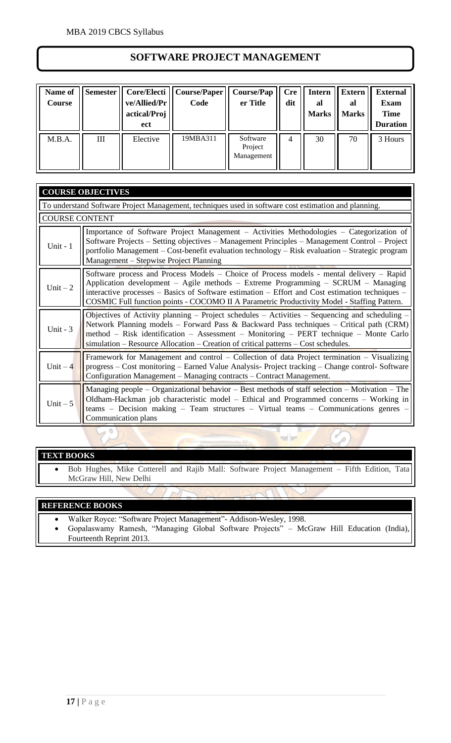# SOFTWARE PROJECT MANAGEMENT

| Name of Course | Semester | Core/Elective/Allied/Practical/Project | Course/Paper Code | Course/Paper Title | Credit | Internal Marks | External Marks | External Exam Time Duration |
|---|---|---|---|---|---|---|---|---|
| M.B.A. | III | Elective | 19MBA311 | Software Project Management | 4 | 30 | 70 | 3 Hours |

## COURSE OBJECTIVES

To understand Software Project Management, techniques used in software cost estimation and planning.

## COURSE CONTENT

| Unit | Content |
|---|---|
| Unit - 1 | Importance of Software Project Management – Activities Methodologies – Categorization of Software Projects – Setting objectives – Management Principles – Management Control – Project portfolio Management – Cost-benefit evaluation technology – Risk evaluation – Strategic program Management – Stepwise Project Planning |
| Unit – 2 | Software process and Process Models – Choice of Process models - mental delivery – Rapid Application development – Agile methods – Extreme Programming – SCRUM – Managing interactive processes – Basics of Software estimation – Effort and Cost estimation techniques – COSMIC Full function points - COCOMO II A Parametric Productivity Model - Staffing Pattern. |
| Unit - 3 | Objectives of Activity planning – Project schedules – Activities – Sequencing and scheduling – Network Planning models – Forward Pass & Backward Pass techniques – Critical path (CRM) method – Risk identification – Assessment – Monitoring – PERT technique – Monte Carlo simulation – Resource Allocation – Creation of critical patterns – Cost schedules. |
| Unit – 4 | Framework for Management and control – Collection of data Project termination – Visualizing progress – Cost monitoring – Earned Value Analysis- Project tracking – Change control- Software Configuration Management – Managing contracts – Contract Management. |
| Unit – 5 | Managing people – Organizational behavior – Best methods of staff selection – Motivation – The Oldham-Hackman job characteristic model – Ethical and Programmed concerns – Working in teams – Decision making – Team structures – Virtual teams – Communications genres – Communication plans |

## TEXT BOOKS

- Bob Hughes, Mike Cotterell and Rajib Mall: Software Project Management – Fifth Edition, Tata McGraw Hill, New Delhi

## REFERENCE BOOKS

- Walker Royce: "Software Project Management"- Addison-Wesley, 1998.
- Gopalaswamy Ramesh, "Managing Global Software Projects" – McGraw Hill Education (India), Fourteenth Reprint 2013.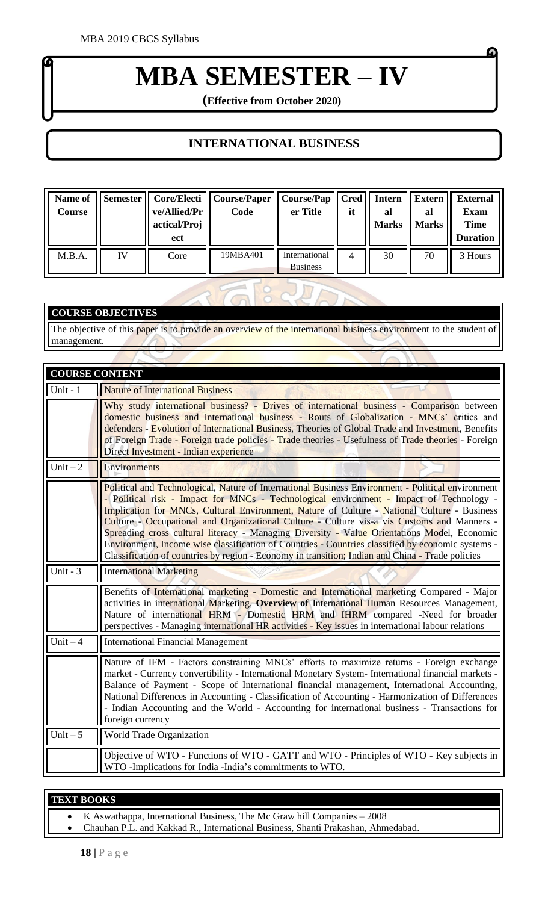# MBA SEMESTER – IV

**(Effective from October 2020)**

## INTERNATIONAL BUSINESS

| Name of Course | Semester | Core/Elective/Allied/Practical/Project | Course/Paper Code | Course/Paper Title | Credit | Internal Marks | External Marks | External Exam Time Duration |
|---|---|---|---|---|---|---|---|---|
| M.B.A. | IV | Core | 19MBA401 | International Business | 4 | 30 | 70 | 3 Hours |

### COURSE OBJECTIVES

The objective of this paper is to provide an overview of the international business environment to the student of management.

### COURSE CONTENT

| | |
|---|---|
| Unit - 1 | Nature of International Business |
| | Why study international business? - Drives of international business - Comparison between domestic business and international business - Routs of Globalization - MNCs' critics and defenders - Evolution of International Business, Theories of Global Trade and Investment, Benefits of Foreign Trade - Foreign trade policies - Trade theories - Usefulness of Trade theories - Foreign Direct Investment - Indian experience |
| Unit – 2 | Environments |
| | Political and Technological, Nature of International Business Environment - Political environment - Political risk - Impact for MNCs - Technological environment - Impact of Technology - Implication for MNCs, Cultural Environment, Nature of Culture - National Culture - Business Culture - Occupational and Organizational Culture - Culture vis-a vis Customs and Manners - Spreading cross cultural literacy - Managing Diversity - Value Orientations Model, Economic Environment, Income wise classification of Countries - Countries classified by economic systems - Classification of countries by region - Economy in transition; Indian and China - Trade policies |
| Unit - 3 | International Marketing |
| | Benefits of International marketing - Domestic and International marketing Compared - Major activities in international Marketing, **Overview of** International Human Resources Management, Nature of international HRM - Domestic HRM and IHRM compared -Need for broader perspectives - Managing international HR activities - Key issues in international labour relations |
| Unit – 4 | International Financial Management |
| | Nature of IFM - Factors constraining MNCs' efforts to maximize returns - Foreign exchange market - Currency convertibility - International Monetary System- International financial markets - Balance of Payment - Scope of International financial management, International Accounting, National Differences in Accounting - Classification of Accounting - Harmonization of Differences - Indian Accounting and the World - Accounting for international business - Transactions for foreign currency |
| Unit – 5 | World Trade Organization |
| | Objective of WTO - Functions of WTO - GATT and WTO - Principles of WTO - Key subjects in WTO -Implications for India -India's commitments to WTO. |

### TEXT BOOKS

- K Aswathappa, International Business, The Mc Graw hill Companies – 2008
- Chauhan P.L. and Kakkad R., International Business, Shanti Prakashan, Ahmedabad.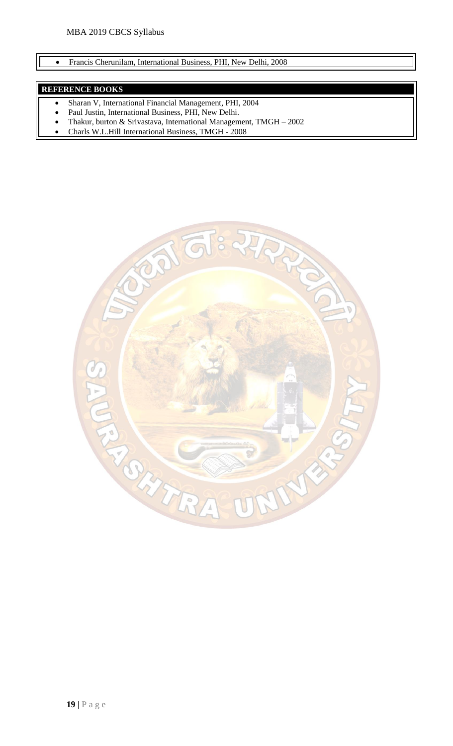- Francis Cherunilam, International Business, PHI, New Delhi, 2008

**REFERENCE BOOKS**

- Sharan V, International Financial Management, PHI, 2004
- Paul Justin, International Business, PHI, New Delhi.
- Thakur, burton & Srivastava, International Management, TMGH – 2002
- Charls W.L.Hill International Business, TMGH - 2008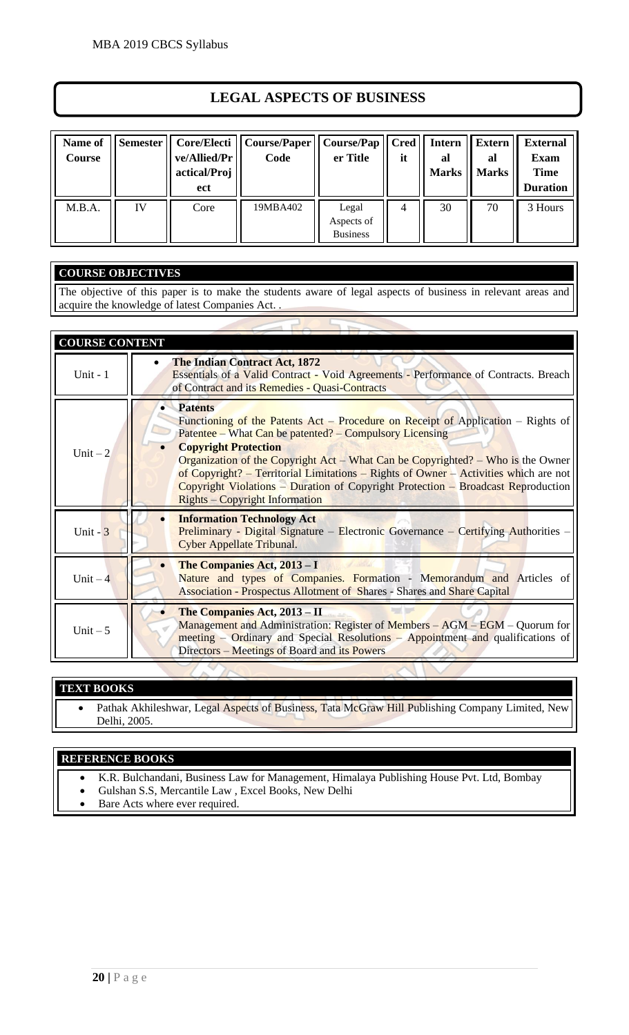# LEGAL ASPECTS OF BUSINESS

| Name of Course | Semester | Core/Elective/Allied/Practical/Project | Course/Paper Code | Course/Paper Title | Credit | Internal Marks | External Marks | External Exam Time Duration |
|---|---|---|---|---|---|---|---|---|
| M.B.A. | IV | Core | 19MBA402 | Legal Aspects of Business | 4 | 30 | 70 | 3 Hours |

## COURSE OBJECTIVES

The objective of this paper is to make the students aware of legal aspects of business in relevant areas and acquire the knowledge of latest Companies Act. .

## COURSE CONTENT

| | |
|---|---|
| Unit - 1 | • **The Indian Contract Act, 1872**<br>Essentials of a Valid Contract - Void Agreements - Performance of Contracts. Breach of Contract and its Remedies - Quasi-Contracts |
| Unit – 2 | • **Patents**<br>Functioning of the Patents Act – Procedure on Receipt of Application – Rights of Patentee – What Can be patented? – Compulsory Licensing<br>• **Copyright Protection**<br>Organization of the Copyright Act – What Can be Copyrighted? – Who is the Owner of Copyright? – Territorial Limitations – Rights of Owner – Activities which are not Copyright Violations – Duration of Copyright Protection – Broadcast Reproduction Rights – Copyright Information |
| Unit - 3 | • **Information Technology Act**<br>Preliminary - Digital Signature – Electronic Governance – Certifying Authorities – Cyber Appellate Tribunal. |
| Unit – 4 | • **The Companies Act, 2013 – I**<br>Nature and types of Companies. Formation - Memorandum and Articles of Association - Prospectus Allotment of Shares - Shares and Share Capital |
| Unit – 5 | • **The Companies Act, 2013 – II**<br>Management and Administration: Register of Members – AGM – EGM – Quorum for meeting – Ordinary and Special Resolutions – Appointment and qualifications of Directors – Meetings of Board and its Powers |

## TEXT BOOKS

- Pathak Akhileshwar, Legal Aspects of Business, Tata McGraw Hill Publishing Company Limited, New Delhi, 2005.

## REFERENCE BOOKS

- K.R. Bulchandani, Business Law for Management, Himalaya Publishing House Pvt. Ltd, Bombay
- Gulshan S.S, Mercantile Law , Excel Books, New Delhi
- Bare Acts where ever required.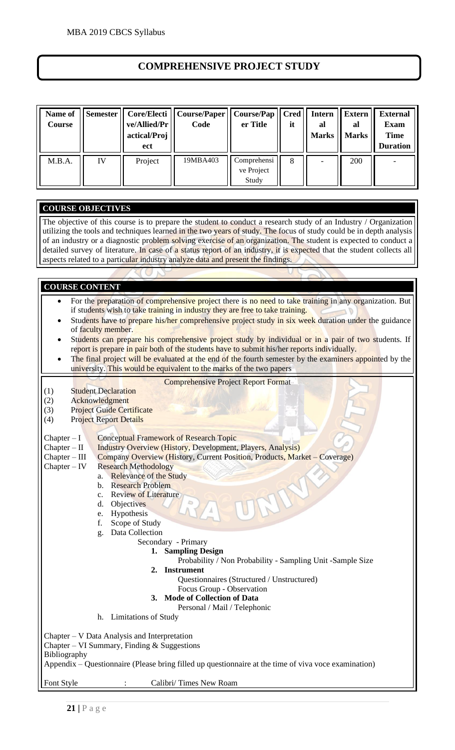# COMPREHENSIVE PROJECT STUDY

| Name of Course | Semester | Core/Elective/Allied/Practical/Project | Course/Paper Code | Course/Paper Title | Credit | Internal Marks | External Marks | External Exam Time Duration |
|---|---|---|---|---|---|---|---|---|
| M.B.A. | IV | Project | 19MBA403 | Comprehensive Project Study | 8 | - | 200 | - |

## COURSE OBJECTIVES

The objective of this course is to prepare the student to conduct a research study of an Industry / Organization utilizing the tools and techniques learned in the two years of study. The focus of study could be in depth analysis of an industry or a diagnostic problem solving exercise of an organization. The student is expected to conduct a detailed survey of literature. In case of a status report of an industry, it is expected that the student collects all aspects related to a particular industry analyze data and present the findings.

## COURSE CONTENT

- For the preparation of comprehensive project there is no need to take training in any organization. But if students wish to take training in industry they are free to take training.
- Students have to prepare his/her comprehensive project study in six week duration under the guidance of faculty member.
- Students can prepare his comprehensive project study by individual or in a pair of two students. If report is prepare in pair both of the students have to submit his/her reports individually.
- The final project will be evaluated at the end of the fourth semester by the examiners appointed by the university. This would be equivalent to the marks of the two papers

**Comprehensive Project Report Format**

(1) Student Declaration
(2) Acknowledgment
(3) Project Guide Certificate
(4) Project Report Details

Chapter – I Conceptual Framework of Research Topic
Chapter – II Industry Overview (History, Development, Players, Analysis)
Chapter – III Company Overview (History, Current Position, Products, Market – Coverage)
Chapter – IV Research Methodology

a. Relevance of the Study
b. Research Problem
c. Review of Literature
d. Objectives
e. Hypothesis
f. Scope of Study
g. Data Collection
   Secondary - Primary
   1. **Sampling Design**
      Probability / Non Probability - Sampling Unit -Sample Size
   2. **Instrument**
      Questionnaires (Structured / Unstructured)
      Focus Group - Observation
   3. **Mode of Collection of Data**
      Personal / Mail / Telephonic
h. Limitations of Study

Chapter – V Data Analysis and Interpretation
Chapter – VI Summary, Finding & Suggestions
Bibliography
Appendix – Questionnaire (Please bring filled up questionnaire at the time of viva voce examination)

Font Style : Calibri/ Times New Roam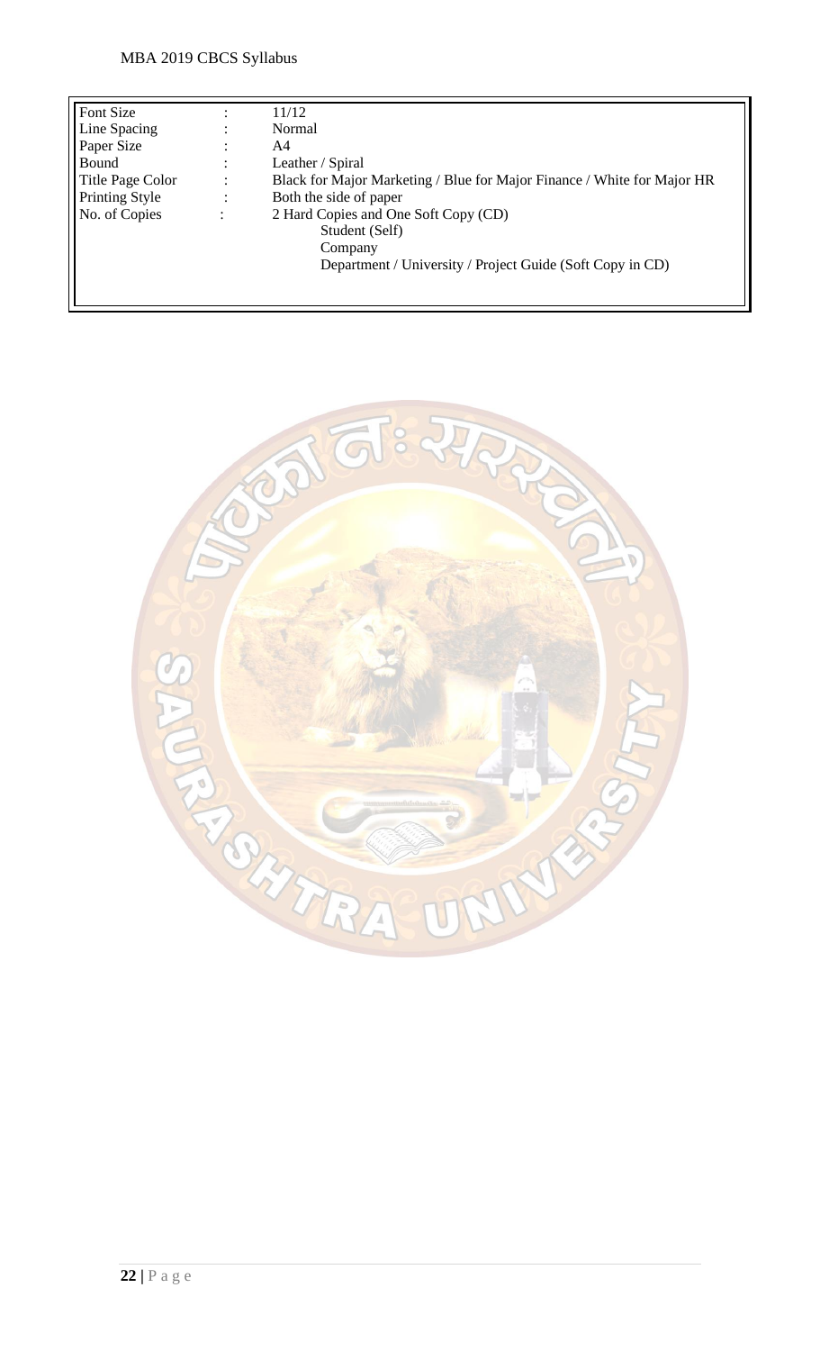| | | |
|---|---|---|
| Font Size | : | 11/12 |
| Line Spacing | : | Normal |
| Paper Size | : | A4 |
| Bound | : | Leather / Spiral |
| Title Page Color | : | Black for Major Marketing / Blue for Major Finance / White for Major HR |
| Printing Style | : | Both the side of paper |
| No. of Copies | : | 2 Hard Copies and One Soft Copy (CD)<br>Student (Self)<br>Company<br>Department / University / Project Guide (Soft Copy in CD) |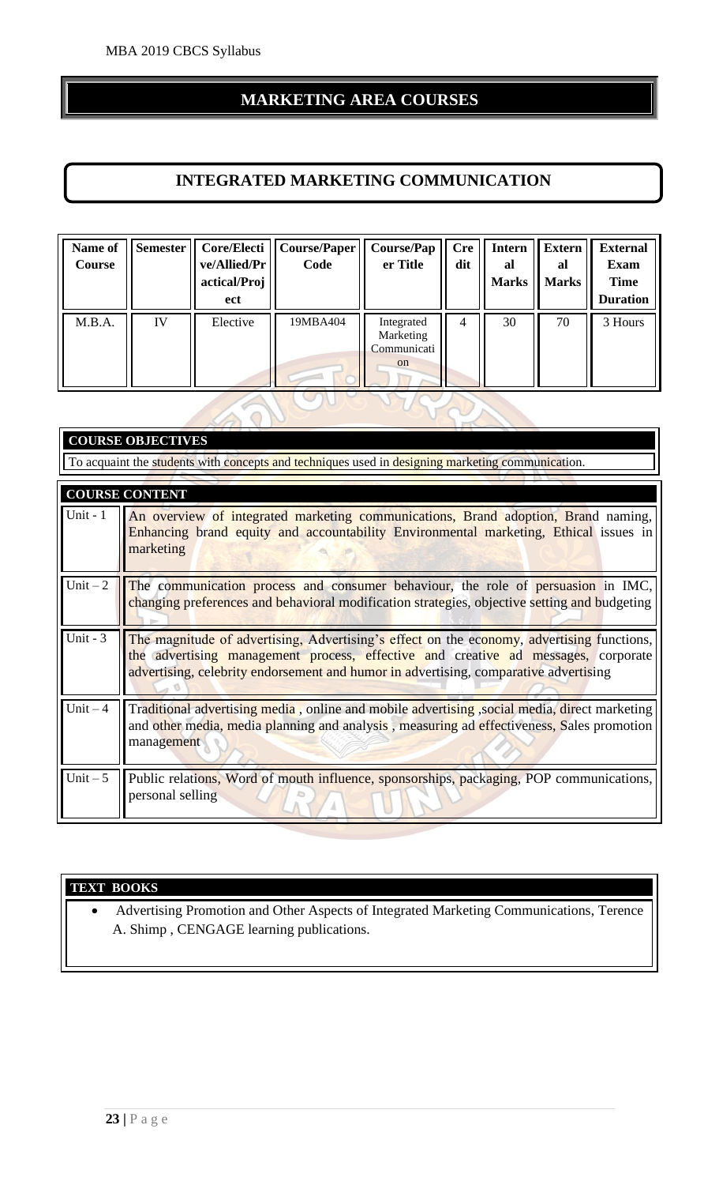# MARKETING AREA COURSES

## INTEGRATED MARKETING COMMUNICATION

| Name of Course | Semester | Core/Elective/Allied/Practical/Project | Course/Paper Code | Course/Paper Title | Credit | Internal Marks | External Marks | External Exam Time Duration |
|---|---|---|---|---|---|---|---|---|
| M.B.A. | IV | Elective | 19MBA404 | Integrated Marketing Communication | 4 | 30 | 70 | 3 Hours |

**COURSE OBJECTIVES**

To acquaint the students with concepts and techniques used in designing marketing communication.

**COURSE CONTENT**

| | |
|---|---|
| Unit - 1 | An overview of integrated marketing communications, Brand adoption, Brand naming, Enhancing brand equity and accountability Environmental marketing, Ethical issues in marketing |
| Unit – 2 | The communication process and consumer behaviour, the role of persuasion in IMC, changing preferences and behavioral modification strategies, objective setting and budgeting |
| Unit - 3 | The magnitude of advertising, Advertising's effect on the economy, advertising functions, the advertising management process, effective and creative ad messages, corporate advertising, celebrity endorsement and humor in advertising, comparative advertising |
| Unit – 4 | Traditional advertising media , online and mobile advertising ,social media, direct marketing and other media, media planning and analysis , measuring ad effectiveness, Sales promotion management |
| Unit – 5 | Public relations, Word of mouth influence, sponsorships, packaging, POP communications, personal selling |

**TEXT BOOKS**

- Advertising Promotion and Other Aspects of Integrated Marketing Communications, Terence A. Shimp , CENGAGE learning publications.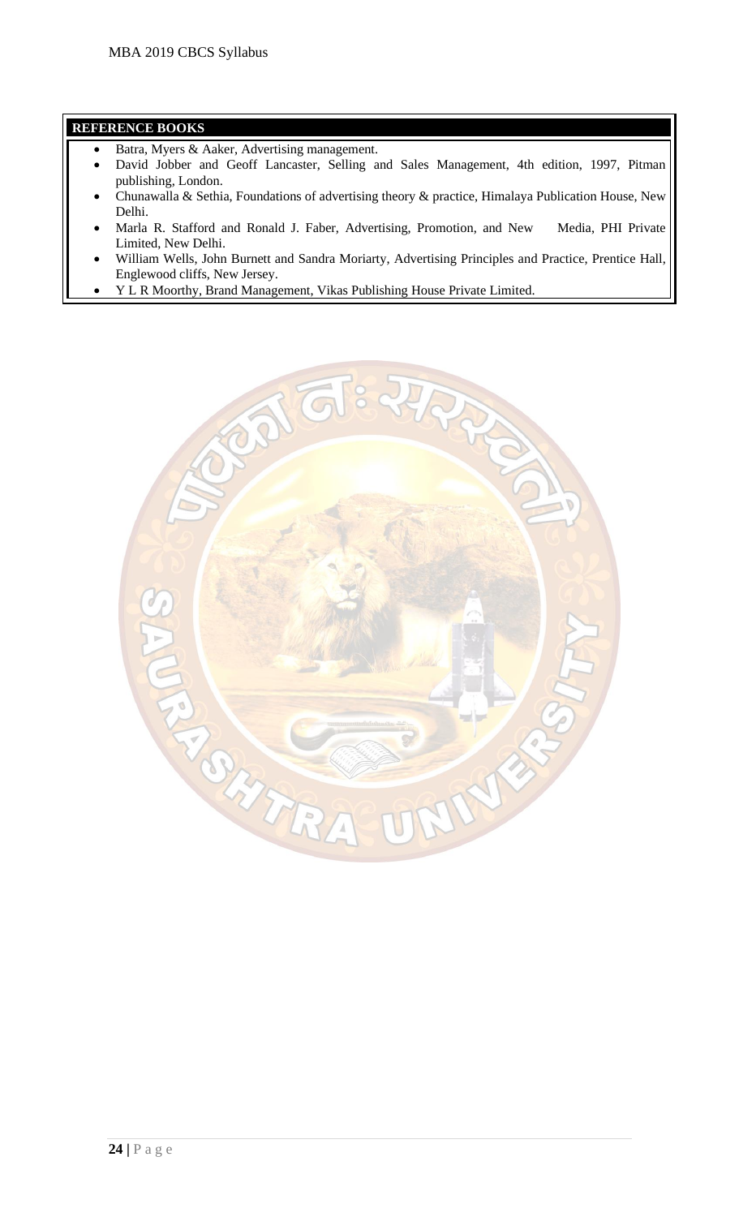**REFERENCE BOOKS**

- Batra, Myers & Aaker, Advertising management.
- David Jobber and Geoff Lancaster, Selling and Sales Management, 4th edition, 1997, Pitman publishing, London.
- Chunawalla & Sethia, Foundations of advertising theory & practice, Himalaya Publication House, New Delhi.
- Marla R. Stafford and Ronald J. Faber, Advertising, Promotion, and New Media, PHI Private Limited, New Delhi.
- William Wells, John Burnett and Sandra Moriarty, Advertising Principles and Practice, Prentice Hall, Englewood cliffs, New Jersey.
- Y L R Moorthy, Brand Management, Vikas Publishing House Private Limited.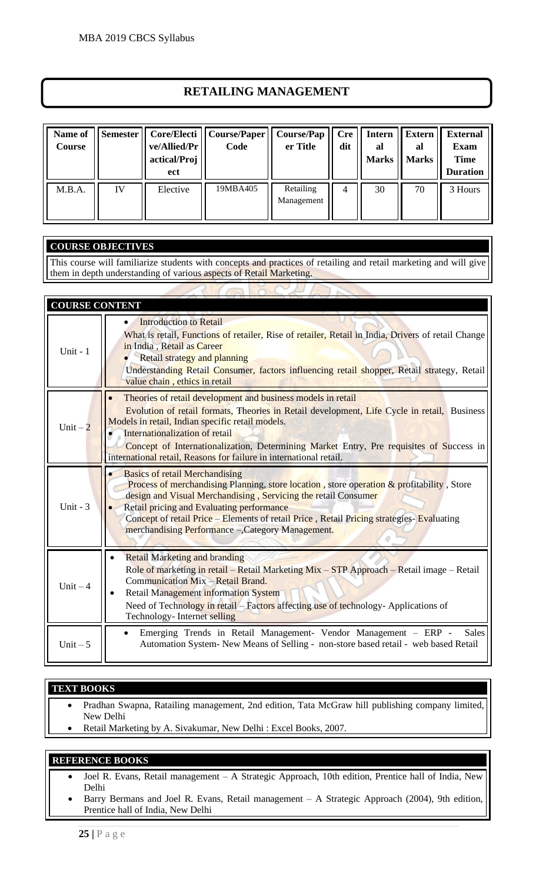# RETAILING MANAGEMENT

| Name of Course | Semester | Core/Elective/Allied/Practical/Project | Course/Paper Code | Course/Paper Title | Credit | Internal Marks | External Marks | External Exam Time Duration |
|---|---|---|---|---|---|---|---|---|
| M.B.A. | IV | Elective | 19MBA405 | Retailing Management | 4 | 30 | 70 | 3 Hours |

## COURSE OBJECTIVES

This course will familiarize students with concepts and practices of retailing and retail marketing and will give them in depth understanding of various aspects of Retail Marketing.

## COURSE CONTENT

| | |
|---|---|
| Unit - 1 | • Introduction to Retail<br>What is retail, Functions of retailer, Rise of retailer, Retail in India, Drivers of retail Change in India , Retail as Career<br>• Retail strategy and planning<br>Understanding Retail Consumer, factors influencing retail shopper, Retail strategy, Retail value chain , ethics in retail |
| Unit – 2 | • Theories of retail development and business models in retail<br>Evolution of retail formats, Theories in Retail development, Life Cycle in retail, Business Models in retail, Indian specific retail models.<br>• Internationalization of retail<br>Concept of Internationalization, Determining Market Entry, Pre requisites of Success in international retail, Reasons for failure in international retail. |
| Unit - 3 | • Basics of retail Merchandising<br>Process of merchandising Planning, store location , store operation & profitability , Store design and Visual Merchandising , Servicing the retail Consumer<br>• Retail pricing and Evaluating performance<br>Concept of retail Price – Elements of retail Price , Retail Pricing strategies- Evaluating merchandising Performance –,Category Management. |
| Unit – 4 | • Retail Marketing and branding<br>Role of marketing in retail – Retail Marketing Mix – STP Approach – Retail image – Retail Communication Mix – Retail Brand.<br>• Retail Management information System<br>Need of Technology in retail – Factors affecting use of technology- Applications of Technology- Internet selling |
| Unit – 5 | • Emerging Trends in Retail Management- Vendor Management – ERP - Sales Automation System- New Means of Selling - non-store based retail - web based Retail |

## TEXT BOOKS

- Pradhan Swapna, Ratailing management, 2nd edition, Tata McGraw hill publishing company limited, New Delhi
- Retail Marketing by A. Sivakumar, New Delhi : Excel Books, 2007.

## REFERENCE BOOKS

- Joel R. Evans, Retail management – A Strategic Approach, 10th edition, Prentice hall of India, New Delhi
- Barry Bermans and Joel R. Evans, Retail management – A Strategic Approach (2004), 9th edition, Prentice hall of India, New Delhi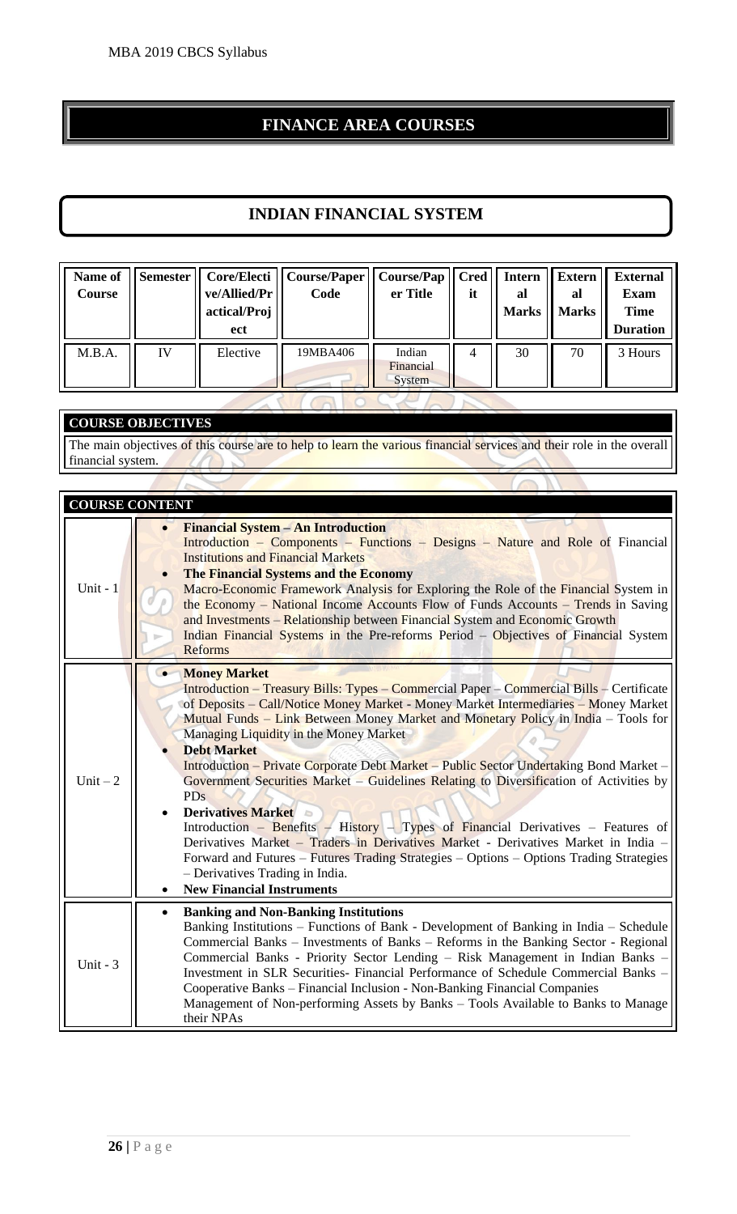# FINANCE AREA COURSES

## INDIAN FINANCIAL SYSTEM

| Name of Course | Semester | Core/Elective/Allied/Practical/Project | Course/Paper Code | Course/Paper Title | Credit | Internal Marks | External Marks | External Exam Time Duration |
|---|---|---|---|---|---|---|---|---|
| M.B.A. | IV | Elective | 19MBA406 | Indian Financial System | 4 | 30 | 70 | 3 Hours |

### COURSE OBJECTIVES

The main objectives of this course are to help to learn the various financial services and their role in the overall financial system.

### COURSE CONTENT

| | |
|---|---|
| Unit - 1 | • **Financial System – An Introduction** Introduction – Components – Functions – Designs – Nature and Role of Financial Institutions and Financial Markets<br>• **The Financial Systems and the Economy** Macro-Economic Framework Analysis for Exploring the Role of the Financial System in the Economy – National Income Accounts Flow of Funds Accounts – Trends in Saving and Investments – Relationship between Financial System and Economic Growth Indian Financial Systems in the Pre-reforms Period – Objectives of Financial System Reforms |
| Unit – 2 | • **Money Market** Introduction – Treasury Bills: Types – Commercial Paper – Commercial Bills – Certificate of Deposits – Call/Notice Money Market - Money Market Intermediaries – Money Market Mutual Funds – Link Between Money Market and Monetary Policy in India – Tools for Managing Liquidity in the Money Market<br>• **Debt Market** Introduction – Private Corporate Debt Market – Public Sector Undertaking Bond Market – Government Securities Market – Guidelines Relating to Diversification of Activities by PDs<br>• **Derivatives Market** Introduction – Benefits – History – Types of Financial Derivatives – Features of Derivatives Market – Traders in Derivatives Market - Derivatives Market in India – Forward and Futures – Futures Trading Strategies – Options – Options Trading Strategies – Derivatives Trading in India.<br>• **New Financial Instruments** |
| Unit - 3 | • **Banking and Non-Banking Institutions** Banking Institutions – Functions of Bank - Development of Banking in India – Schedule Commercial Banks – Investments of Banks – Reforms in the Banking Sector - Regional Commercial Banks - Priority Sector Lending – Risk Management in Indian Banks – Investment in SLR Securities- Financial Performance of Schedule Commercial Banks – Cooperative Banks – Financial Inclusion - Non-Banking Financial Companies Management of Non-performing Assets by Banks – Tools Available to Banks to Manage their NPAs |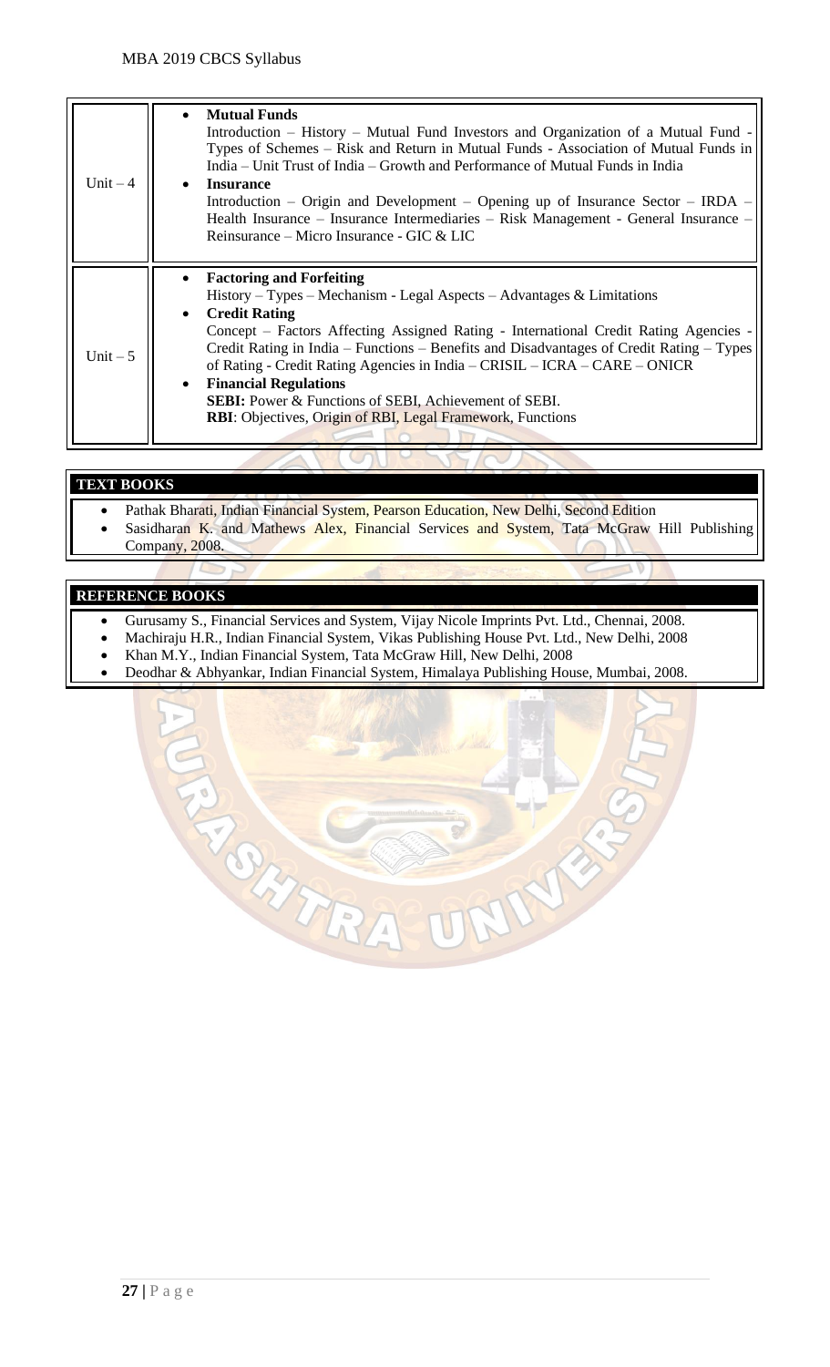| | |
|---|---|
| Unit – 4 | • **Mutual Funds**<br>Introduction – History – Mutual Fund Investors and Organization of a Mutual Fund - Types of Schemes – Risk and Return in Mutual Funds - Association of Mutual Funds in India – Unit Trust of India – Growth and Performance of Mutual Funds in India<br>• **Insurance**<br>Introduction – Origin and Development – Opening up of Insurance Sector – IRDA – Health Insurance – Insurance Intermediaries – Risk Management - General Insurance – Reinsurance – Micro Insurance - GIC & LIC |
| Unit – 5 | • **Factoring and Forfeiting**<br>History – Types – Mechanism - Legal Aspects – Advantages & Limitations<br>• **Credit Rating**<br>Concept – Factors Affecting Assigned Rating - International Credit Rating Agencies - Credit Rating in India – Functions – Benefits and Disadvantages of Credit Rating – Types of Rating - Credit Rating Agencies in India – CRISIL – ICRA – CARE – ONICR<br>• **Financial Regulations**<br>**SEBI:** Power & Functions of SEBI, Achievement of SEBI.<br>**RBI**: Objectives, Origin of RBI, Legal Framework, Functions |

## TEXT BOOKS

- Pathak Bharati, Indian Financial System, Pearson Education, New Delhi, Second Edition
- Sasidharan K. and Mathews Alex, Financial Services and System, Tata McGraw Hill Publishing Company, 2008.

## REFERENCE BOOKS

- Gurusamy S., Financial Services and System, Vijay Nicole Imprints Pvt. Ltd., Chennai, 2008.
- Machiraju H.R., Indian Financial System, Vikas Publishing House Pvt. Ltd., New Delhi, 2008
- Khan M.Y., Indian Financial System, Tata McGraw Hill, New Delhi, 2008
- Deodhar & Abhyankar, Indian Financial System, Himalaya Publishing House, Mumbai, 2008.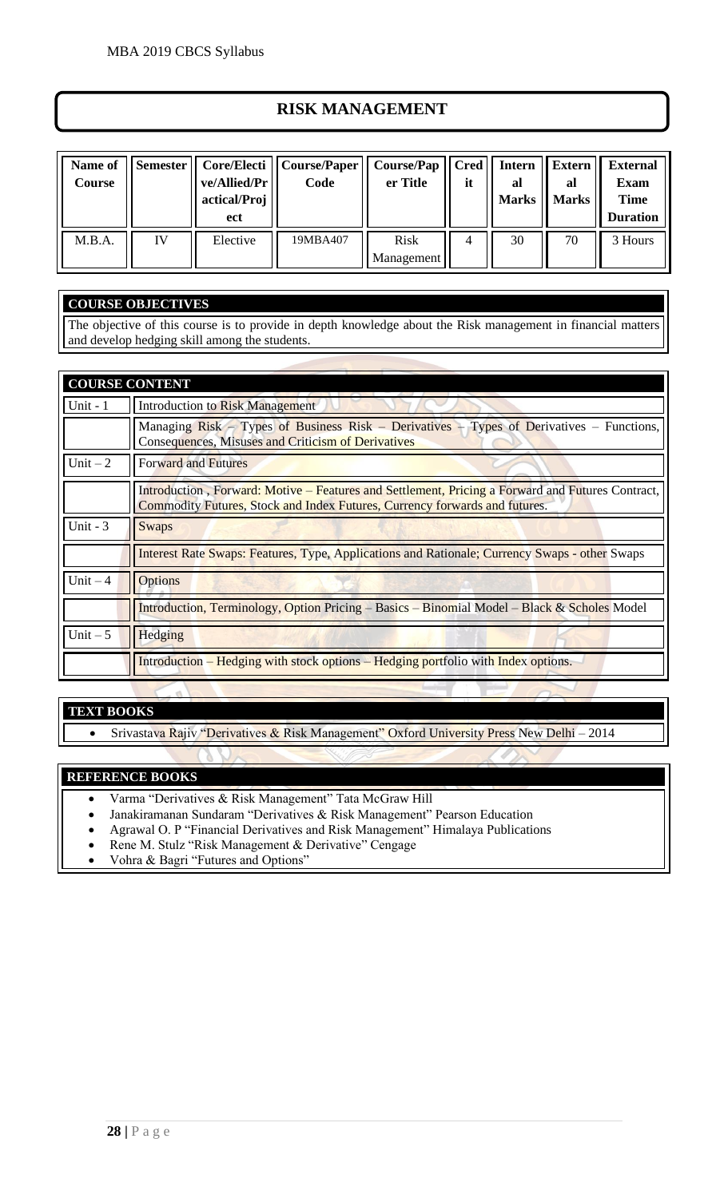# RISK MANAGEMENT

| Name of Course | Semester | Core/Elective/Allied/Practical/Project | Course/Paper Code | Course/Paper Title | Credit | Internal Marks | External Marks | External Exam Time Duration |
|---|---|---|---|---|---|---|---|---|
| M.B.A. | IV | Elective | 19MBA407 | Risk Management | 4 | 30 | 70 | 3 Hours |

## COURSE OBJECTIVES

The objective of this course is to provide in depth knowledge about the Risk management in financial matters and develop hedging skill among the students.

## COURSE CONTENT

| Unit | Content |
|---|---|
| Unit - 1 | Introduction to Risk Management |
| | Managing Risk – Types of Business Risk – Derivatives – Types of Derivatives – Functions, Consequences, Misuses and Criticism of Derivatives |
| Unit – 2 | Forward and Futures |
| | Introduction , Forward: Motive – Features and Settlement, Pricing a Forward and Futures Contract, Commodity Futures, Stock and Index Futures, Currency forwards and futures. |
| Unit - 3 | Swaps |
| | Interest Rate Swaps: Features, Type, Applications and Rationale; Currency Swaps - other Swaps |
| Unit – 4 | Options |
| | Introduction, Terminology, Option Pricing – Basics – Binomial Model – Black & Scholes Model |
| Unit – 5 | Hedging |
| | Introduction – Hedging with stock options – Hedging portfolio with Index options. |

## TEXT BOOKS

- Srivastava Rajiv "Derivatives & Risk Management" Oxford University Press New Delhi – 2014

## REFERENCE BOOKS

- Varma "Derivatives & Risk Management" Tata McGraw Hill
- Janakiramanan Sundaram "Derivatives & Risk Management" Pearson Education
- Agrawal O. P "Financial Derivatives and Risk Management" Himalaya Publications
- Rene M. Stulz "Risk Management & Derivative" Cengage
- Vohra & Bagri "Futures and Options"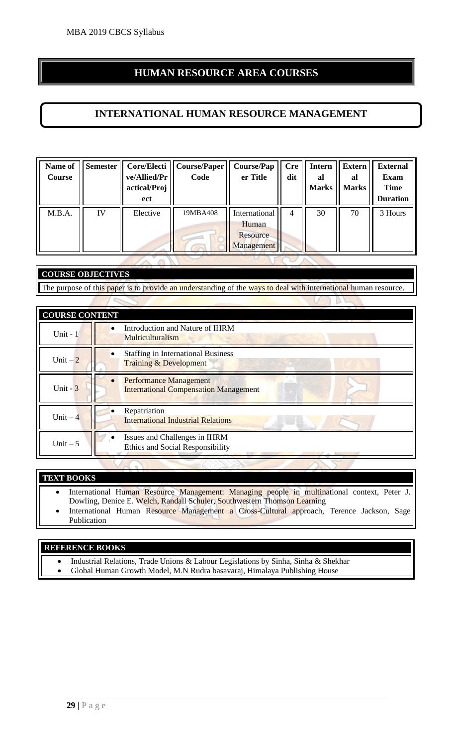## HUMAN RESOURCE AREA COURSES

## INTERNATIONAL HUMAN RESOURCE MANAGEMENT

| Name of Course | Semester | Core/Elective/Allied/Practical/Project | Course/Paper Code | Course/Paper Title | Credit | Internal Marks | External Marks | External Exam Time Duration |
|---|---|---|---|---|---|---|---|---|
| M.B.A. | IV | Elective | 19MBA408 | International Human Resource Management | 4 | 30 | 70 | 3 Hours |

### COURSE OBJECTIVES

The purpose of this paper is to provide an understanding of the ways to deal with international human resource.

### COURSE CONTENT

| | |
|---|---|
| Unit - 1 | • Introduction and Nature of IHRM<br>Multiculturalism |
| Unit – 2 | • Staffing in International Business<br>Training & Development |
| Unit - 3 | • Performance Management<br>International Compensation Management |
| Unit – 4 | • Repatriation<br>International Industrial Relations |
| Unit – 5 | • Issues and Challenges in IHRM<br>Ethics and Social Responsibility |

### TEXT BOOKS

- International Human Resource Management: Managing people in multinational context, Peter J. Dowling, Denice E. Welch, Randall Schuler, Southwestern Thomson Learning
- International Human Resource Management a Cross-Cultural approach, Terence Jackson, Sage Publication

### REFERENCE BOOKS

- Industrial Relations, Trade Unions & Labour Legislations by Sinha, Sinha & Shekhar
- Global Human Growth Model, M.N Rudra basavaraj, Himalaya Publishing House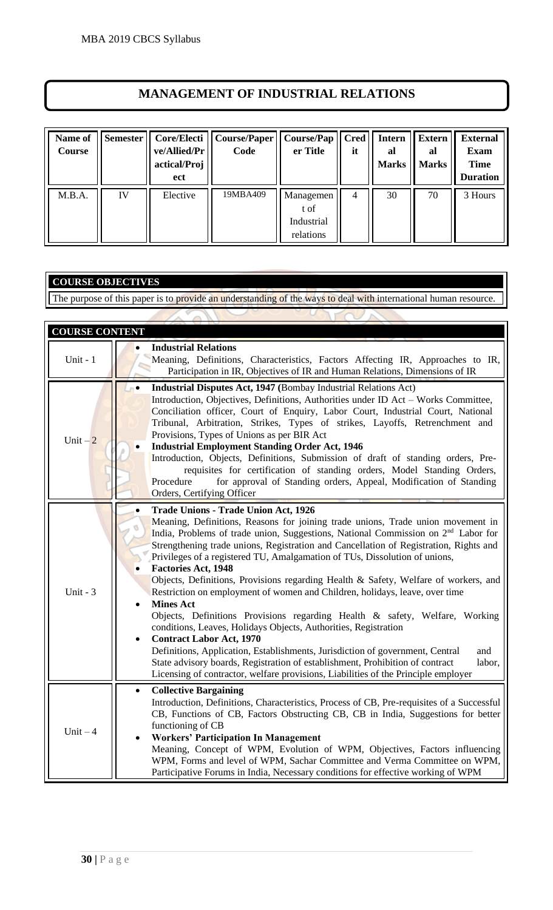# MANAGEMENT OF INDUSTRIAL RELATIONS

| Name of Course | Semester | Core/Elective/Allied/Practical/Project | Course/Paper Code | Course/Paper Title | Credit | Internal Marks | External Marks | External Exam Time Duration |
|---|---|---|---|---|---|---|---|---|
| M.B.A. | IV | Elective | 19MBA409 | Management of Industrial relations | 4 | 30 | 70 | 3 Hours |

| COURSE OBJECTIVES |
|---|
| The purpose of this paper is to provide an understanding of the ways to deal with international human resource. |

| COURSE CONTENT | |
|---|---|
| Unit - 1 | • **Industrial Relations** <br> Meaning, Definitions, Characteristics, Factors Affecting IR, Approaches to IR, Participation in IR, Objectives of IR and Human Relations, Dimensions of IR |
| Unit – 2 | • **Industrial Disputes Act, 1947 (**Bombay Industrial Relations Act) <br> Introduction, Objectives, Definitions, Authorities under ID Act – Works Committee, Conciliation officer, Court of Enquiry, Labor Court, Industrial Court, National Tribunal, Arbitration, Strikes, Types of strikes, Layoffs, Retrenchment and Provisions, Types of Unions as per BIR Act <br> • **Industrial Employment Standing Order Act, 1946** <br> Introduction, Objects, Definitions, Submission of draft of standing orders, Pre-requisites for certification of standing orders, Model Standing Orders, Procedure for approval of Standing orders, Appeal, Modification of Standing Orders, Certifying Officer |
| Unit - 3 | • **Trade Unions - Trade Union Act, 1926** <br> Meaning, Definitions, Reasons for joining trade unions, Trade union movement in India, Problems of trade union, Suggestions, National Commission on 2nd Labor for Strengthening trade unions, Registration and Cancellation of Registration, Rights and Privileges of a registered TU, Amalgamation of TUs, Dissolution of unions, <br> • **Factories Act, 1948** <br> Objects, Definitions, Provisions regarding Health & Safety, Welfare of workers, and Restriction on employment of women and Children, holidays, leave, over time <br> • **Mines Act** <br> Objects, Definitions Provisions regarding Health & safety, Welfare, Working conditions, Leaves, Holidays Objects, Authorities, Registration <br> • **Contract Labor Act, 1970** <br> Definitions, Application, Establishments, Jurisdiction of government, Central and State advisory boards, Registration of establishment, Prohibition of contract labor, Licensing of contractor, welfare provisions, Liabilities of the Principle employer |
| Unit – 4 | • **Collective Bargaining** <br> Introduction, Definitions, Characteristics, Process of CB, Pre-requisites of a Successful CB, Functions of CB, Factors Obstructing CB, CB in India, Suggestions for better functioning of CB <br> • **Workers' Participation In Management** <br> Meaning, Concept of WPM, Evolution of WPM, Objectives, Factors influencing WPM, Forms and level of WPM, Sachar Committee and Verma Committee on WPM, Participative Forums in India, Necessary conditions for effective working of WPM |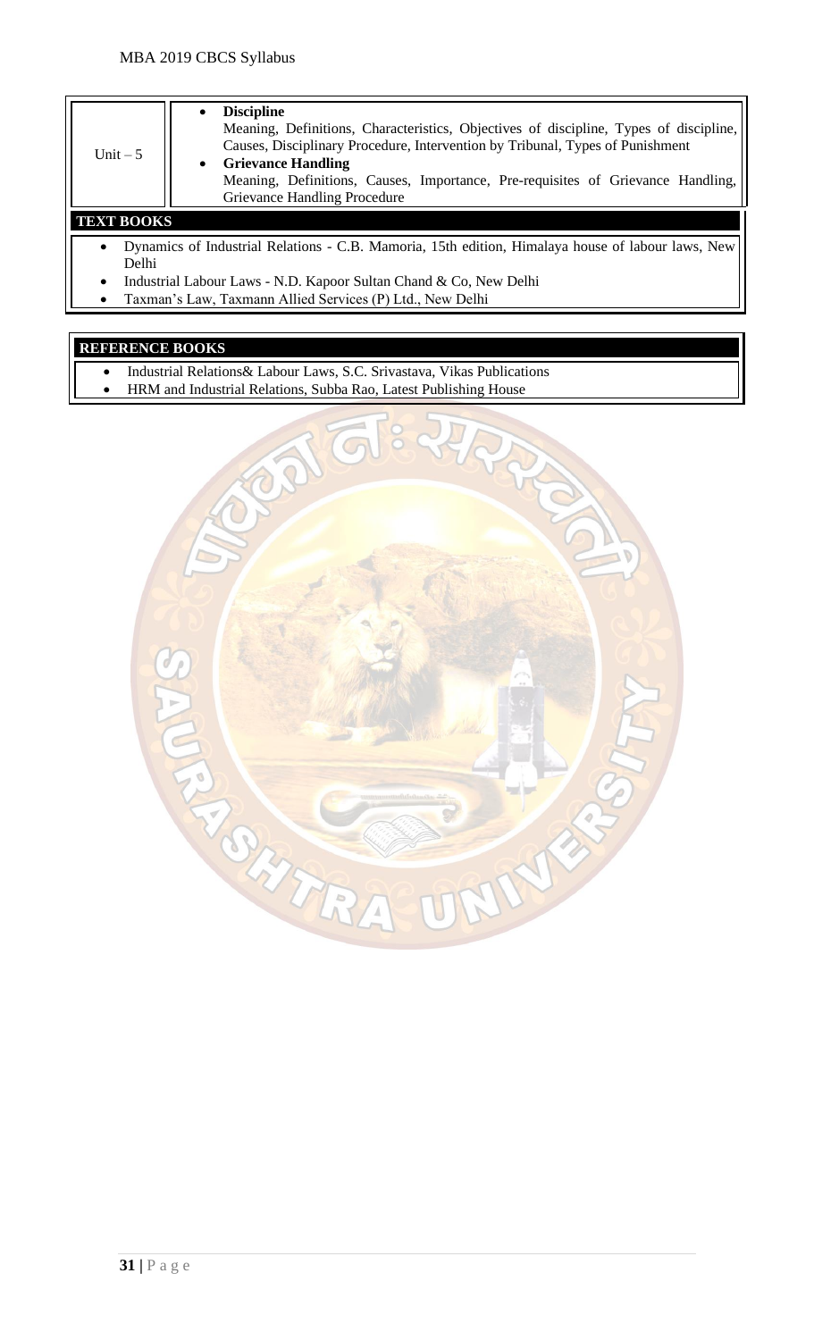| | |
|---|---|
| Unit – 5 | • **Discipline**<br>Meaning, Definitions, Characteristics, Objectives of discipline, Types of discipline, Causes, Disciplinary Procedure, Intervention by Tribunal, Types of Punishment<br>• **Grievance Handling**<br>Meaning, Definitions, Causes, Importance, Pre-requisites of Grievance Handling, Grievance Handling Procedure |

## TEXT BOOKS

- Dynamics of Industrial Relations - C.B. Mamoria, 15th edition, Himalaya house of labour laws, New Delhi
- Industrial Labour Laws - N.D. Kapoor Sultan Chand & Co, New Delhi
- Taxman's Law, Taxmann Allied Services (P) Ltd., New Delhi

## REFERENCE BOOKS

- Industrial Relations& Labour Laws, S.C. Srivastava, Vikas Publications
- HRM and Industrial Relations, Subba Rao, Latest Publishing House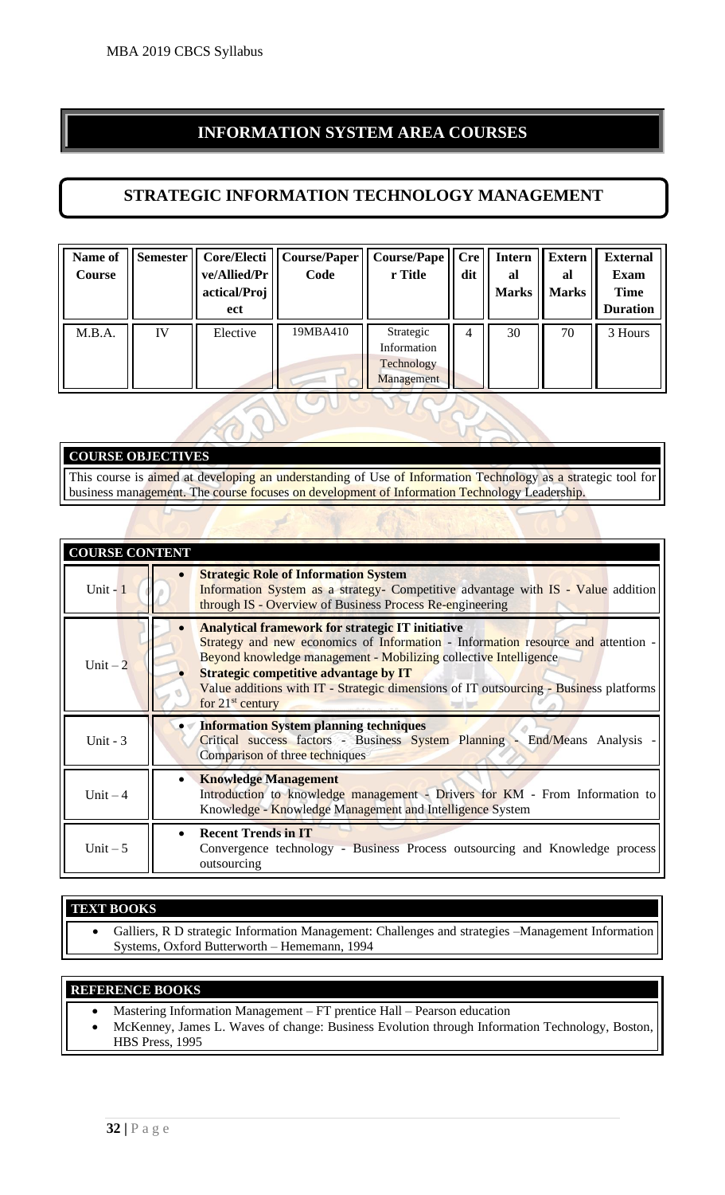# INFORMATION SYSTEM AREA COURSES

## STRATEGIC INFORMATION TECHNOLOGY MANAGEMENT

| Name of Course | Semester | Core/Elective/Allied/Project | Course/Paper Code | Course/Paper Title | Credit | Internal Marks | External Marks | External Exam Time Duration |
|---|---|---|---|---|---|---|---|---|
| M.B.A. | IV | Elective | 19MBA410 | Strategic Information Technology Management | 4 | 30 | 70 | 3 Hours |

### COURSE OBJECTIVES

This course is aimed at developing an understanding of Use of Information Technology as a strategic tool for business management. The course focuses on development of Information Technology Leadership.

### COURSE CONTENT

| | |
|---|---|
| Unit - 1 | • **Strategic Role of Information System**<br>Information System as a strategy- Competitive advantage with IS - Value addition through IS - Overview of Business Process Re-engineering |
| Unit – 2 | • **Analytical framework for strategic IT initiative**<br>Strategy and new economics of Information - Information resource and attention - Beyond knowledge management - Mobilizing collective Intelligence<br>• **Strategic competitive advantage by IT**<br>Value additions with IT - Strategic dimensions of IT outsourcing - Business platforms for 21st century |
| Unit - 3 | • **Information System planning techniques**<br>Critical success factors - Business System Planning - End/Means Analysis - Comparison of three techniques |
| Unit – 4 | • **Knowledge Management**<br>Introduction to knowledge management - Drivers for KM - From Information to Knowledge - Knowledge Management and Intelligence System |
| Unit – 5 | • **Recent Trends in IT**<br>Convergence technology - Business Process outsourcing and Knowledge process outsourcing |

### TEXT BOOKS

- Galliers, R D strategic Information Management: Challenges and strategies –Management Information Systems, Oxford Butterworth – Hememann, 1994

### REFERENCE BOOKS

- Mastering Information Management – FT prentice Hall – Pearson education
- McKenney, James L. Waves of change: Business Evolution through Information Technology, Boston, HBS Press, 1995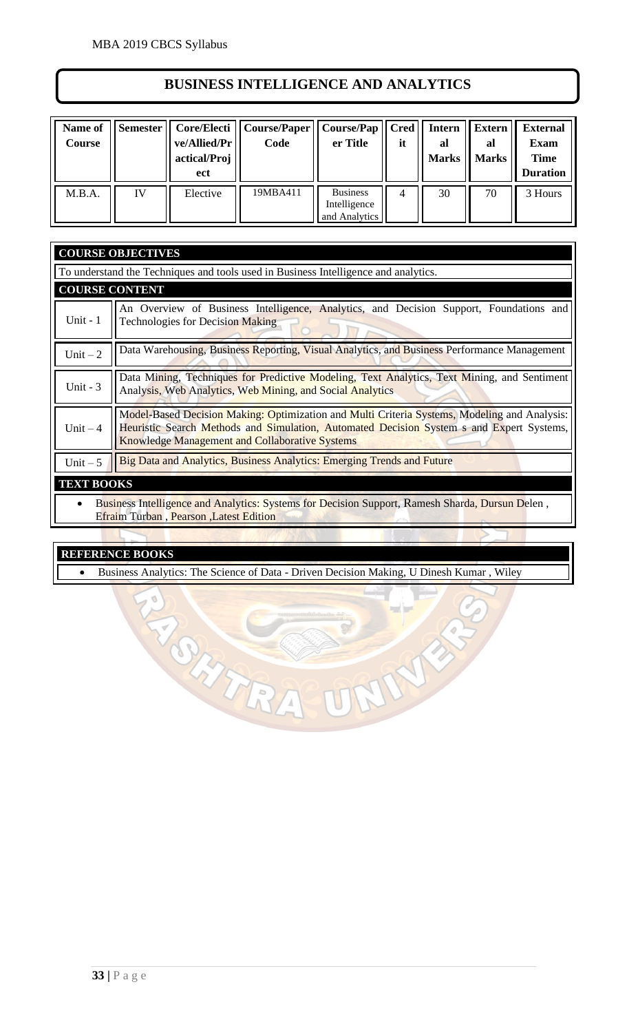# BUSINESS INTELLIGENCE AND ANALYTICS

| Name of Course | Semester | Core/Elective/Allied/Practical/Project | Course/Paper Code | Course/Paper Title | Credit | Internal Marks | External Marks | External Exam Time Duration |
|---|---|---|---|---|---|---|---|---|
| M.B.A. | IV | Elective | 19MBA411 | Business Intelligence and Analytics | 4 | 30 | 70 | 3 Hours |

## COURSE OBJECTIVES

To understand the Techniques and tools used in Business Intelligence and analytics.

## COURSE CONTENT

| | |
|---|---|
| Unit - 1 | An Overview of Business Intelligence, Analytics, and Decision Support, Foundations and Technologies for Decision Making |
| Unit – 2 | Data Warehousing, Business Reporting, Visual Analytics, and Business Performance Management |
| Unit - 3 | Data Mining, Techniques for Predictive Modeling, Text Analytics, Text Mining, and Sentiment Analysis, Web Analytics, Web Mining, and Social Analytics |
| Unit – 4 | Model-Based Decision Making: Optimization and Multi Criteria Systems, Modeling and Analysis: Heuristic Search Methods and Simulation, Automated Decision System s and Expert Systems, Knowledge Management and Collaborative Systems |
| Unit – 5 | Big Data and Analytics, Business Analytics: Emerging Trends and Future |

## TEXT BOOKS

- Business Intelligence and Analytics: Systems for Decision Support, Ramesh Sharda, Dursun Delen , Efraim Turban , Pearson ,Latest Edition

## REFERENCE BOOKS

- Business Analytics: The Science of Data - Driven Decision Making, U Dinesh Kumar , Wiley